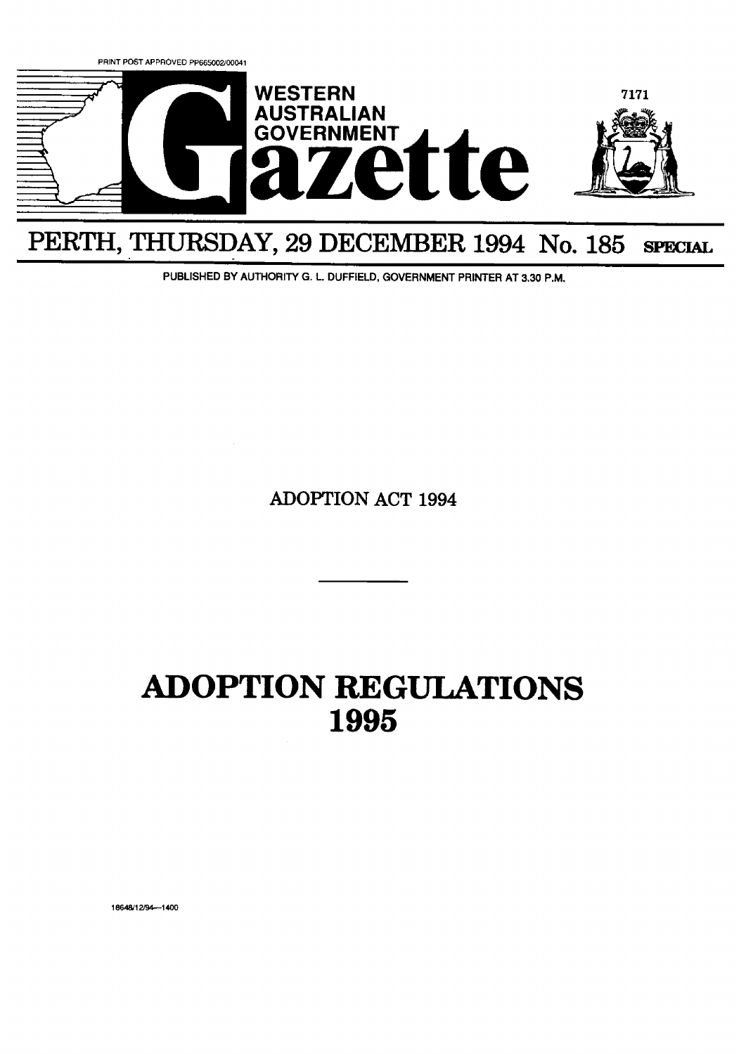PRINT POST APPROVED PP665002/00041

# WESTERN AUSTRALIAN GOVERNMENT Gazette

7171

## PERTH, THURSDAY, 29 DECEMBER 1994 No. 185 SPECIAL

PUBLISHED BY AUTHORITY G. L. DUFFIELD, GOVERNMENT PRINTER AT 3.30 P.M.

ADOPTION ACT 1994

---

# ADOPTION REGULATIONS 1995

18648/12/94—1400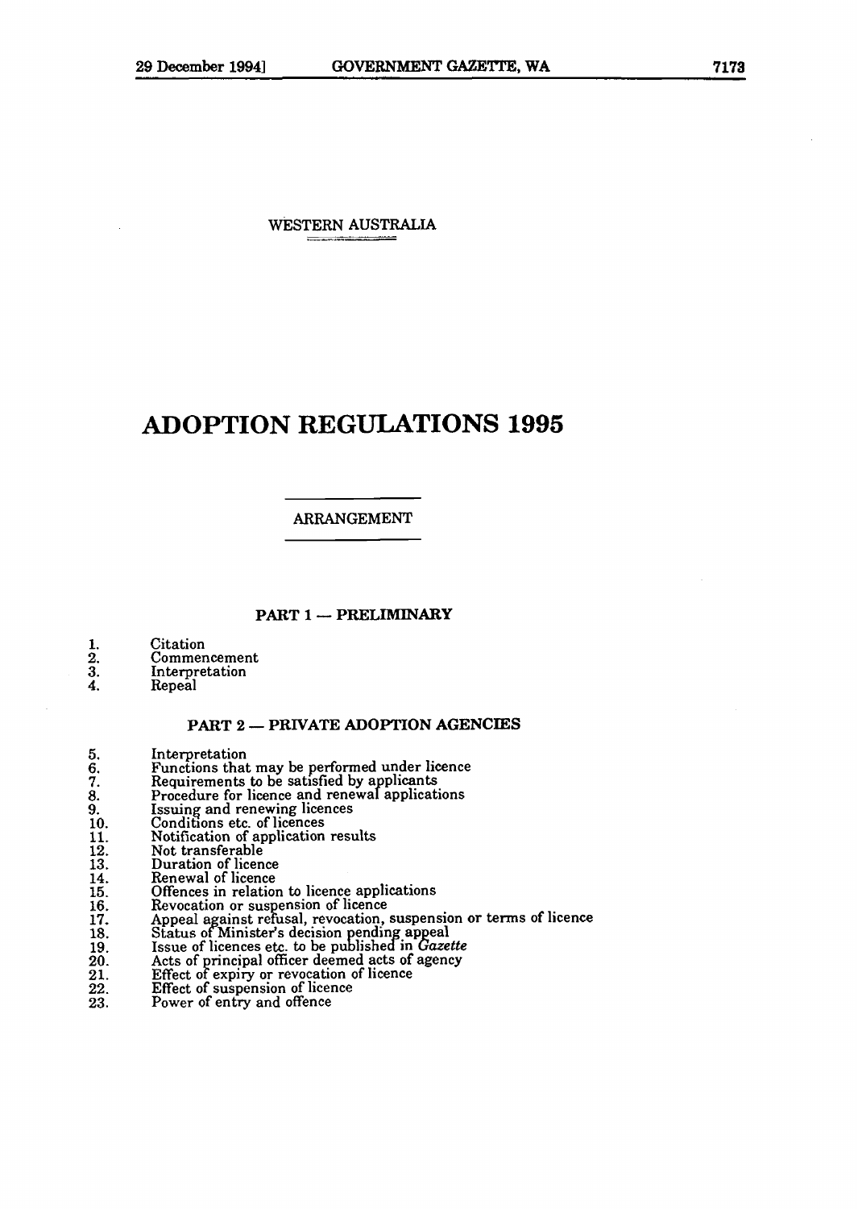WESTERN AUSTRALIA

# ADOPTION REGULATIONS 1995

ARRANGEMENT

## PART 1 — PRELIMINARY

1. Citation
2. Commencement
3. Interpretation
4. Repeal

## PART 2 — PRIVATE ADOPTION AGENCIES

5. Interpretation
6. Functions that may be performed under licence
7. Requirements to be satisfied by applicants
8. Procedure for licence and renewal applications
9. Issuing and renewing licences
10. Conditions etc. of licences
11. Notification of application results
12. Not transferable
13. Duration of licence
14. Renewal of licence
15. Offences in relation to licence applications
16. Revocation or suspension of licence
17. Appeal against refusal, revocation, suspension or terms of licence
18. Status of Minister's decision pending appeal
19. Issue of licences etc. to be published in *Gazette*
20. Acts of principal officer deemed acts of agency
21. Effect of expiry or revocation of licence
22. Effect of suspension of licence
23. Power of entry and offence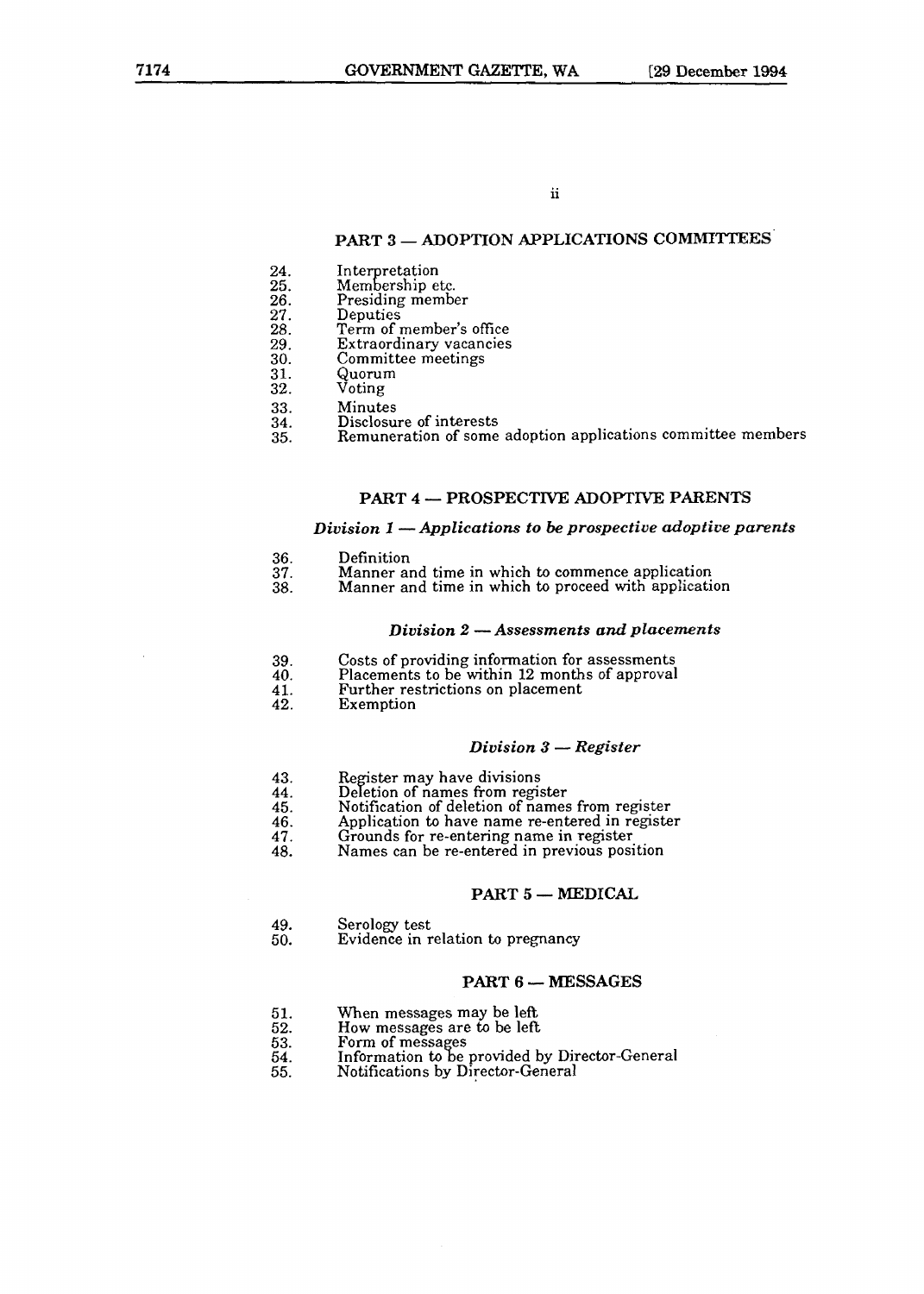ii

## PART 3 — ADOPTION APPLICATIONS COMMITTEES

24. Interpretation
25. Membership etc.
26. Presiding member
27. Deputies
28. Term of member's office
29. Extraordinary vacancies
30. Committee meetings
31. Quorum
32. Voting
33. Minutes
34. Disclosure of interests
35. Remuneration of some adoption applications committee members

## PART 4 — PROSPECTIVE ADOPTIVE PARENTS

### *Division 1 — Applications to be prospective adoptive parents*

36. Definition
37. Manner and time in which to commence application
38. Manner and time in which to proceed with application

### *Division 2 — Assessments and placements*

39. Costs of providing information for assessments
40. Placements to be within 12 months of approval
41. Further restrictions on placement
42. Exemption

### *Division 3 — Register*

43. Register may have divisions
44. Deletion of names from register
45. Notification of deletion of names from register
46. Application to have name re-entered in register
47. Grounds for re-entering name in register
48. Names can be re-entered in previous position

## PART 5 — MEDICAL

49. Serology test
50. Evidence in relation to pregnancy

## PART 6 — MESSAGES

51. When messages may be left
52. How messages are to be left
53. Form of messages
54. Information to be provided by Director-General
55. Notifications by Director-General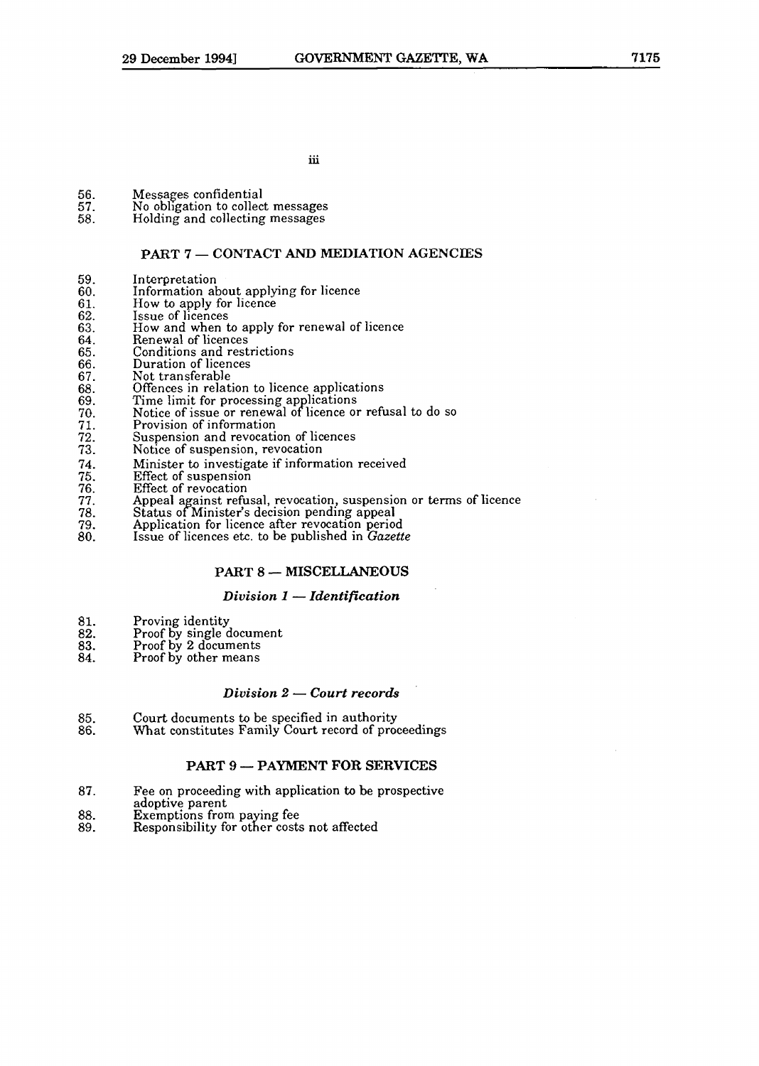iii

56. Messages confidential
57. No obligation to collect messages
58. Holding and collecting messages

## PART 7 — CONTACT AND MEDIATION AGENCIES

59. Interpretation
60. Information about applying for licence
61. How to apply for licence
62. Issue of licences
63. How and when to apply for renewal of licence
64. Renewal of licences
65. Conditions and restrictions
66. Duration of licences
67. Not transferable
68. Offences in relation to licence applications
69. Time limit for processing applications
70. Notice of issue or renewal of licence or refusal to do so
71. Provision of information
72. Suspension and revocation of licences
73. Notice of suspension, revocation
74. Minister to investigate if information received
75. Effect of suspension
76. Effect of revocation
77. Appeal against refusal, revocation, suspension or terms of licence
78. Status of Minister's decision pending appeal
79. Application for licence after revocation period
80. Issue of licences etc. to be published in *Gazette*

## PART 8 — MISCELLANEOUS

### *Division 1 — Identification*

81. Proving identity
82. Proof by single document
83. Proof by 2 documents
84. Proof by other means

### *Division 2 — Court records*

85. Court documents to be specified in authority
86. What constitutes Family Court record of proceedings

## PART 9 — PAYMENT FOR SERVICES

87. Fee on proceeding with application to be prospective adoptive parent
88. Exemptions from paying fee
89. Responsibility for other costs not affected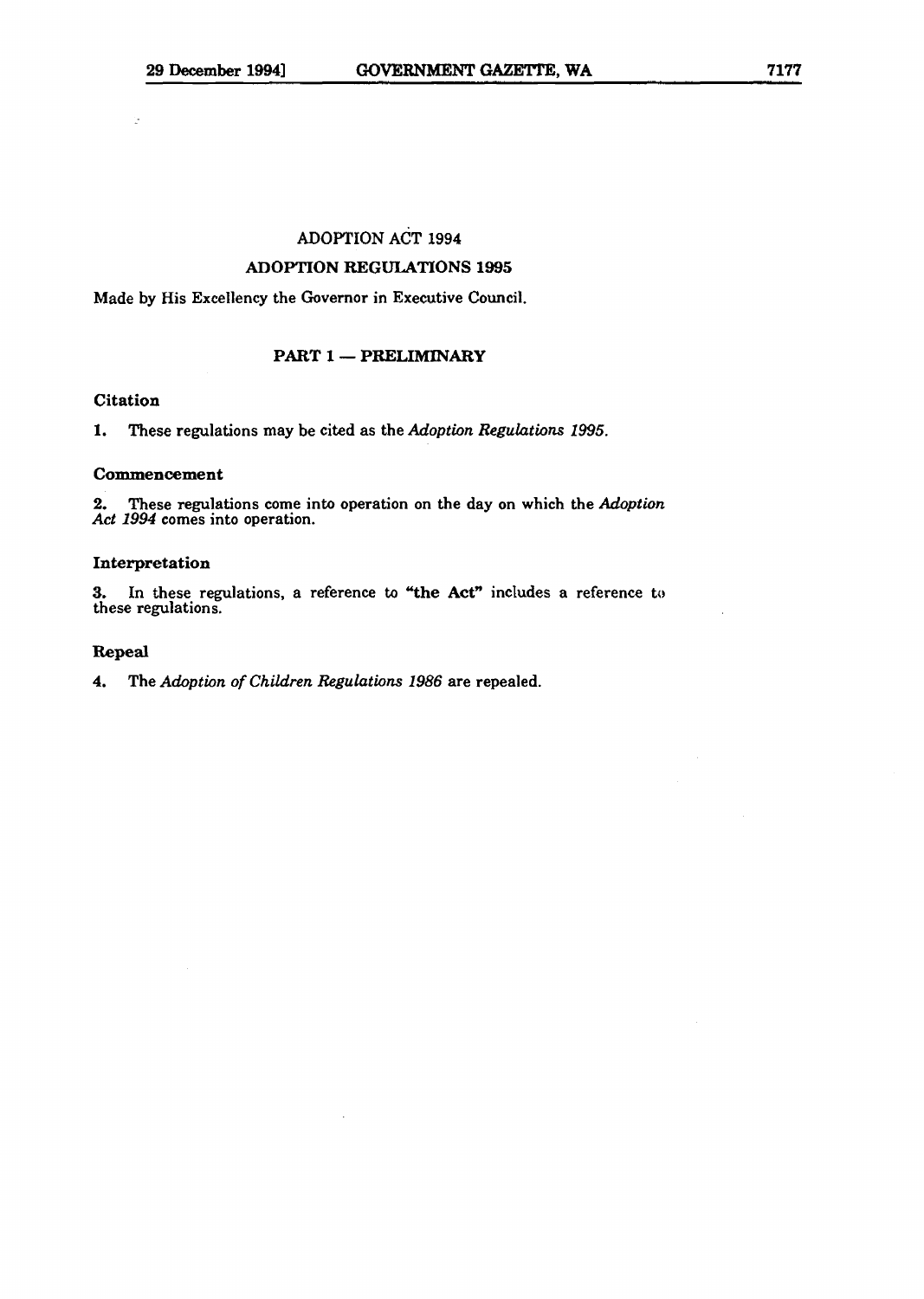# ADOPTION ACT 1994

## ADOPTION REGULATIONS 1995

Made by His Excellency the Governor in Executive Council.

### PART 1 — PRELIMINARY

#### Citation

**1.** These regulations may be cited as the *Adoption Regulations 1995*.

#### Commencement

**2.** These regulations come into operation on the day on which the *Adoption Act 1994* comes into operation.

#### Interpretation

**3.** In these regulations, a reference to "**the Act**" includes a reference to these regulations.

#### Repeal

**4.** The *Adoption of Children Regulations 1986* are repealed.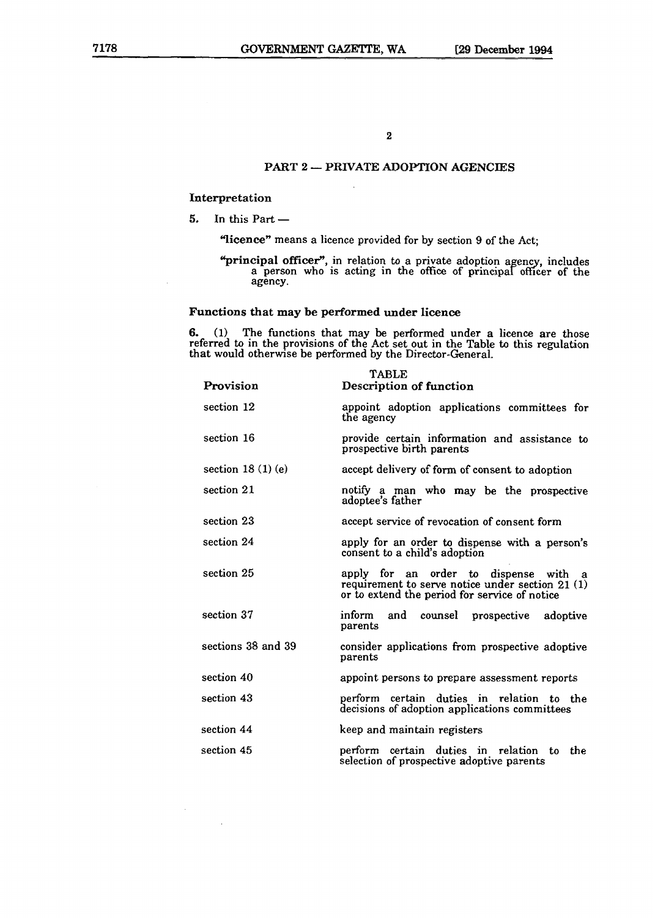## PART 2 — PRIVATE ADOPTION AGENCIES

### Interpretation

**5.** In this Part —

**"licence"** means a licence provided for by section 9 of the Act;

**"principal officer"**, in relation to a private adoption agency, includes a person who is acting in the office of principal officer of the agency.

### Functions that may be performed under licence

**6.** (1) The functions that may be performed under a licence are those referred to in the provisions of the Act set out in the Table to this regulation that would otherwise be performed by the Director-General.

TABLE

| Provision | Description of function |
|---|---|
| section 12 | appoint adoption applications committees for the agency |
| section 16 | provide certain information and assistance to prospective birth parents |
| section 18 (1) (e) | accept delivery of form of consent to adoption |
| section 21 | notify a man who may be the prospective adoptee's father |
| section 23 | accept service of revocation of consent form |
| section 24 | apply for an order to dispense with a person's consent to a child's adoption |
| section 25 | apply for an order to dispense with a requirement to serve notice under section 21 (1) or to extend the period for service of notice |
| section 37 | inform and counsel prospective adoptive parents |
| sections 38 and 39 | consider applications from prospective adoptive parents |
| section 40 | appoint persons to prepare assessment reports |
| section 43 | perform certain duties in relation to the decisions of adoption applications committees |
| section 44 | keep and maintain registers |
| section 45 | perform certain duties in relation to the selection of prospective adoptive parents |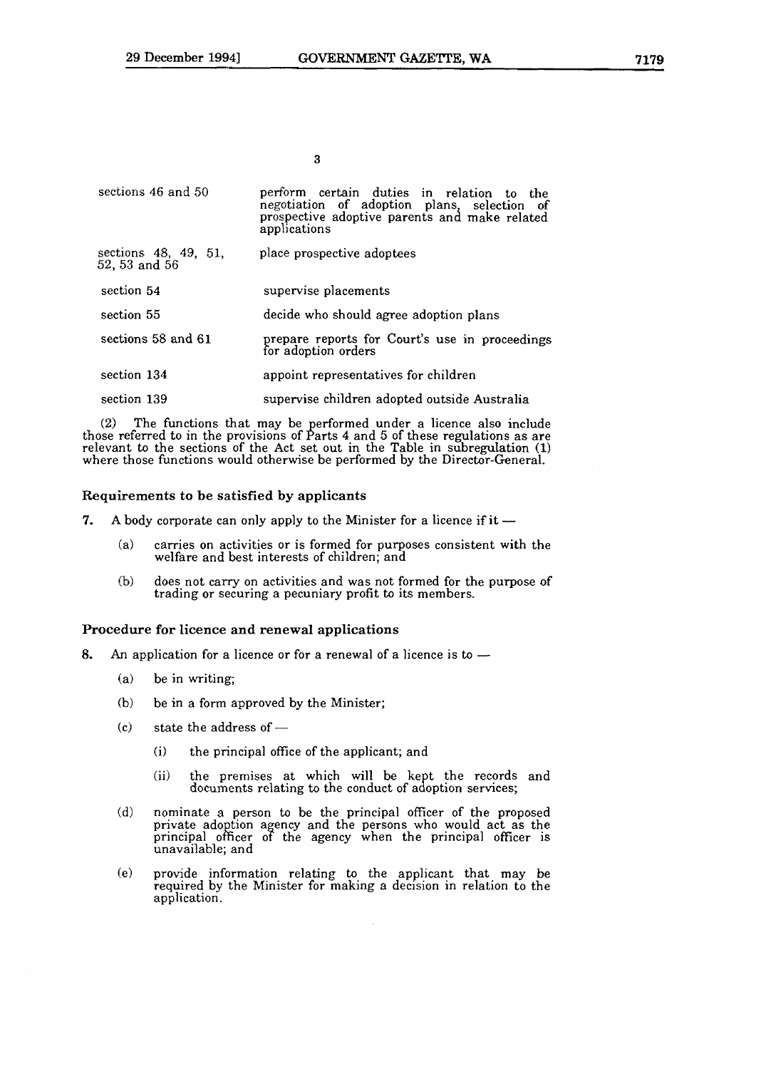| | |
|---|---|
| sections 46 and 50 | perform certain duties in relation to the negotiation of adoption plans, selection of prospective adoptive parents and make related applications |
| sections 48, 49, 51, 52, 53 and 56 | place prospective adoptees |
| section 54 | supervise placements |
| section 55 | decide who should agree adoption plans |
| sections 58 and 61 | prepare reports for Court's use in proceedings for adoption orders |
| section 134 | appoint representatives for children |
| section 139 | supervise children adopted outside Australia |

(2) The functions that may be performed under a licence also include those referred to in the provisions of Parts 4 and 5 of these regulations as are relevant to the sections of the Act set out in the Table in subregulation (1) where those functions would otherwise be performed by the Director-General.

### Requirements to be satisfied by applicants

7. A body corporate can only apply to the Minister for a licence if it —

- (a) carries on activities or is formed for purposes consistent with the welfare and best interests of children; and
- (b) does not carry on activities and was not formed for the purpose of trading or securing a pecuniary profit to its members.

### Procedure for licence and renewal applications

8. An application for a licence or for a renewal of a licence is to —

- (a) be in writing;
- (b) be in a form approved by the Minister;
- (c) state the address of —
  - (i) the principal office of the applicant; and
  - (ii) the premises at which will be kept the records and documents relating to the conduct of adoption services;
- (d) nominate a person to be the principal officer of the proposed private adoption agency and the persons who would act as the principal officer of the agency when the principal officer is unavailable; and
- (e) provide information relating to the applicant that may be required by the Minister for making a decision in relation to the application.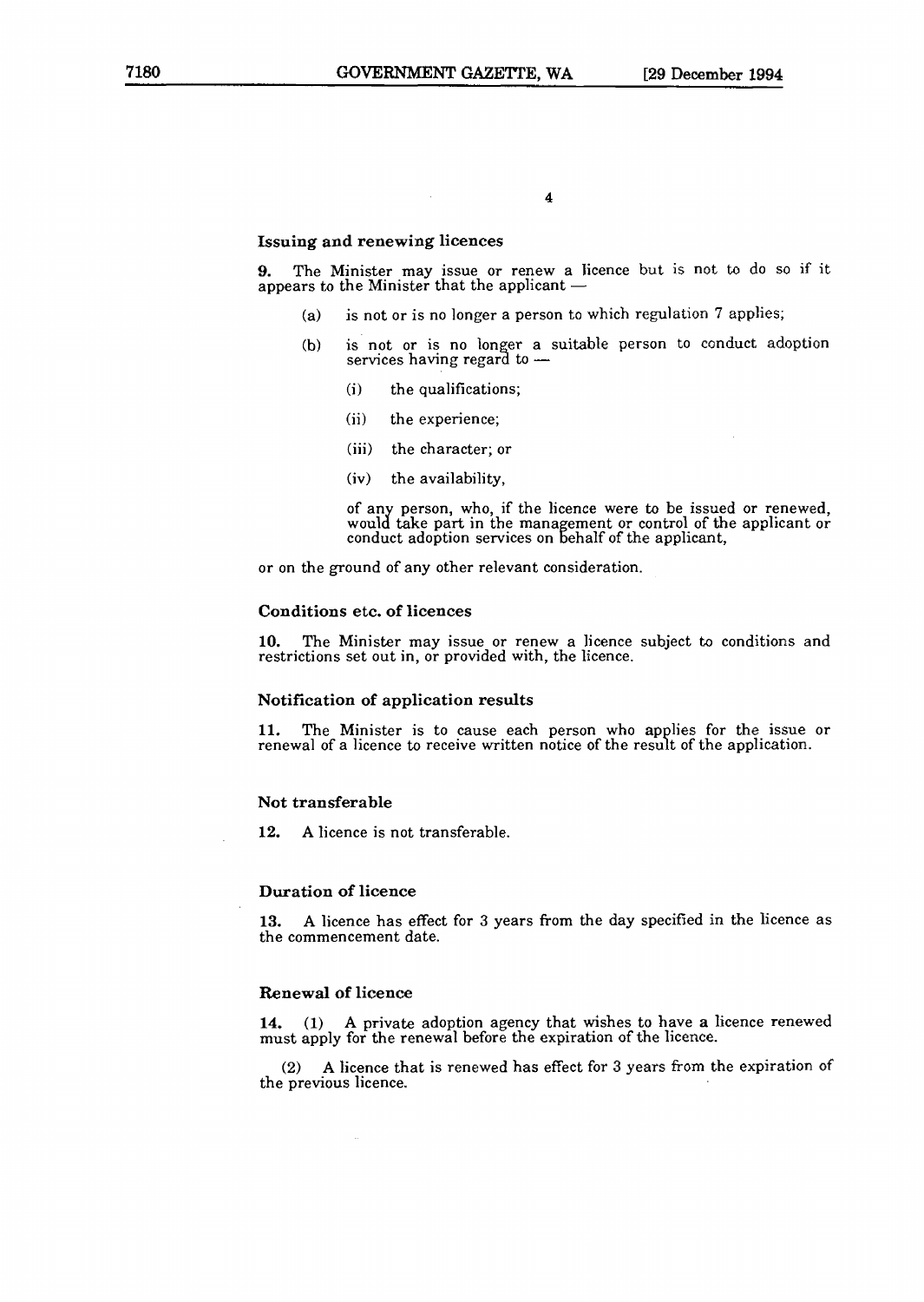### Issuing and renewing licences

**9.** The Minister may issue or renew a licence but is not to do so if it appears to the Minister that the applicant —

- (a) is not or is no longer a person to which regulation 7 applies;
- (b) is not or is no longer a suitable person to conduct adoption services having regard to —
  - (i) the qualifications;
  - (ii) the experience;
  - (iii) the character; or
  - (iv) the availability,

  of any person, who, if the licence were to be issued or renewed, would take part in the management or control of the applicant or conduct adoption services on behalf of the applicant,

or on the ground of any other relevant consideration.

### Conditions etc. of licences

**10.** The Minister may issue or renew a licence subject to conditions and restrictions set out in, or provided with, the licence.

### Notification of application results

**11.** The Minister is to cause each person who applies for the issue or renewal of a licence to receive written notice of the result of the application.

### Not transferable

**12.** A licence is not transferable.

### Duration of licence

**13.** A licence has effect for 3 years from the day specified in the licence as the commencement date.

### Renewal of licence

**14.** (1) A private adoption agency that wishes to have a licence renewed must apply for the renewal before the expiration of the licence.

(2) A licence that is renewed has effect for 3 years from the expiration of the previous licence.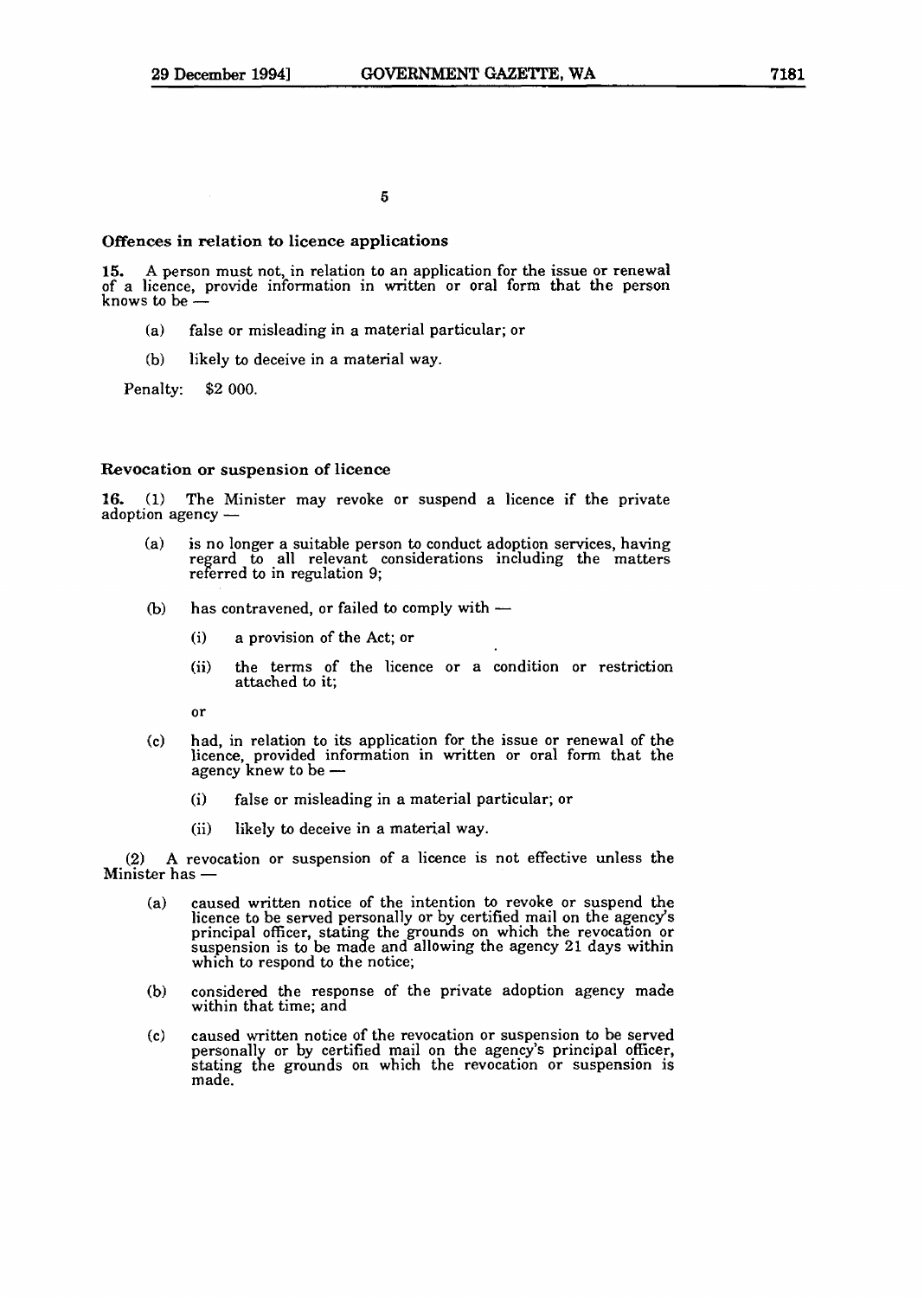5

### Offences in relation to licence applications

**15.** A person must not, in relation to an application for the issue or renewal of a licence, provide information in written or oral form that the person knows to be —

- (a) false or misleading in a material particular; or
- (b) likely to deceive in a material way.

Penalty: $2 000.

### Revocation or suspension of licence

**16.** (1) The Minister may revoke or suspend a licence if the private adoption agency —

- (a) is no longer a suitable person to conduct adoption services, having regard to all relevant considerations including the matters referred to in regulation 9;
- (b) has contravened, or failed to comply with —
  - (i) a provision of the Act; or
  - (ii) the terms of the licence or a condition or restriction attached to it;

  or
- (c) had, in relation to its application for the issue or renewal of the licence, provided information in written or oral form that the agency knew to be —
  - (i) false or misleading in a material particular; or
  - (ii) likely to deceive in a material way.

(2) A revocation or suspension of a licence is not effective unless the Minister has —

- (a) caused written notice of the intention to revoke or suspend the licence to be served personally or by certified mail on the agency's principal officer, stating the grounds on which the revocation or suspension is to be made and allowing the agency 21 days within which to respond to the notice;
- (b) considered the response of the private adoption agency made within that time; and
- (c) caused written notice of the revocation or suspension to be served personally or by certified mail on the agency's principal officer, stating the grounds on which the revocation or suspension is made.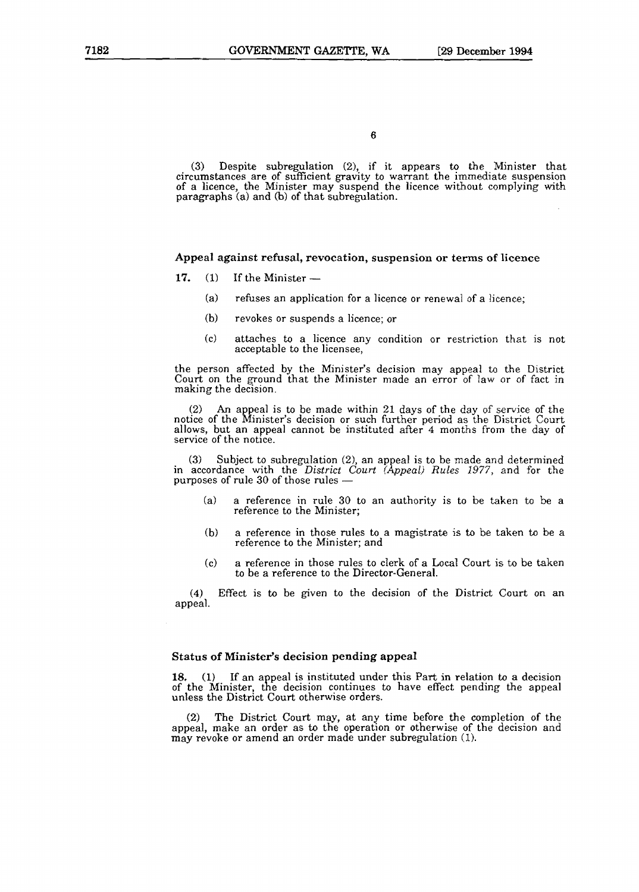(3) Despite subregulation (2), if it appears to the Minister that circumstances are of sufficient gravity to warrant the immediate suspension of a licence, the Minister may suspend the licence without complying with paragraphs (a) and (b) of that subregulation.

### Appeal against refusal, revocation, suspension or terms of licence

**17.** (1) If the Minister —

- (a) refuses an application for a licence or renewal of a licence;
- (b) revokes or suspends a licence; or
- (c) attaches to a licence any condition or restriction that is not acceptable to the licensee,

the person affected by the Minister's decision may appeal to the District Court on the ground that the Minister made an error of law or of fact in making the decision.

(2) An appeal is to be made within 21 days of the day of service of the notice of the Minister's decision or such further period as the District Court allows, but an appeal cannot be instituted after 4 months from the day of service of the notice.

(3) Subject to subregulation (2), an appeal is to be made and determined in accordance with the *District Court (Appeal) Rules 1977*, and for the purposes of rule 30 of those rules —

- (a) a reference in rule 30 to an authority is to be taken to be a reference to the Minister;
- (b) a reference in those rules to a magistrate is to be taken to be a reference to the Minister; and
- (c) a reference in those rules to clerk of a Local Court is to be taken to be a reference to the Director-General.

(4) Effect is to be given to the decision of the District Court on an appeal.

### Status of Minister's decision pending appeal

**18.** (1) If an appeal is instituted under this Part in relation to a decision of the Minister, the decision continues to have effect pending the appeal unless the District Court otherwise orders.

(2) The District Court may, at any time before the completion of the appeal, make an order as to the operation or otherwise of the decision and may revoke or amend an order made under subregulation (1).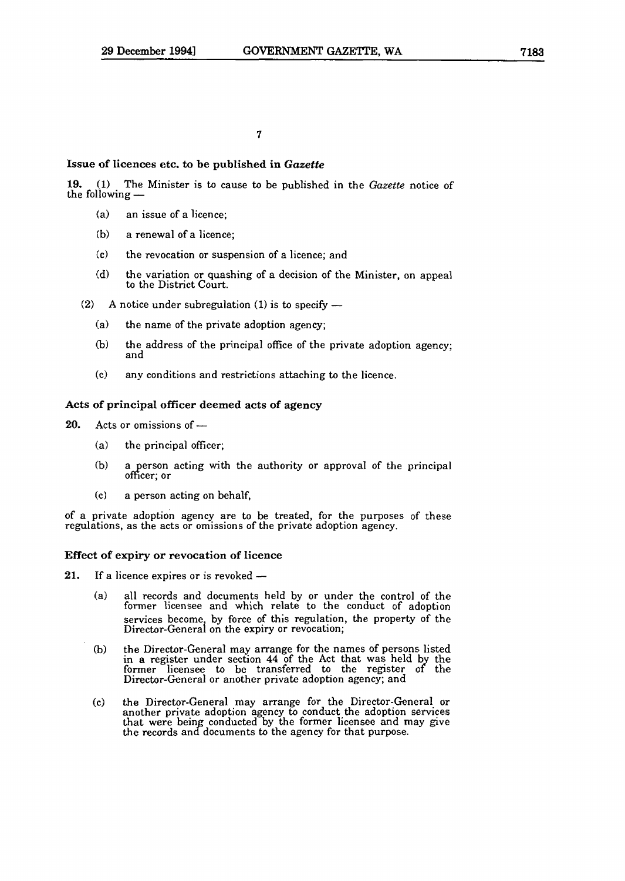### Issue of licences etc. to be published in *Gazette*

**19.** (1) The Minister is to cause to be published in the *Gazette* notice of the following —

(a) an issue of a licence;

(b) a renewal of a licence;

(c) the revocation or suspension of a licence; and

(d) the variation or quashing of a decision of the Minister, on appeal to the District Court.

(2) A notice under subregulation (1) is to specify —

(a) the name of the private adoption agency;

(b) the address of the principal office of the private adoption agency; and

(c) any conditions and restrictions attaching to the licence.

### Acts of principal officer deemed acts of agency

**20.** Acts or omissions of —

(a) the principal officer;

(b) a person acting with the authority or approval of the principal officer; or

(c) a person acting on behalf,

of a private adoption agency are to be treated, for the purposes of these regulations, as the acts or omissions of the private adoption agency.

### Effect of expiry or revocation of licence

**21.** If a licence expires or is revoked —

(a) all records and documents held by or under the control of the former licensee and which relate to the conduct of adoption services become, by force of this regulation, the property of the Director-General on the expiry or revocation;

(b) the Director-General may arrange for the names of persons listed in a register under section 44 of the Act that was held by the former licensee to be transferred to the register of the Director-General or another private adoption agency; and

(c) the Director-General may arrange for the Director-General or another private adoption agency to conduct the adoption services that were being conducted by the former licensee and may give the records and documents to the agency for that purpose.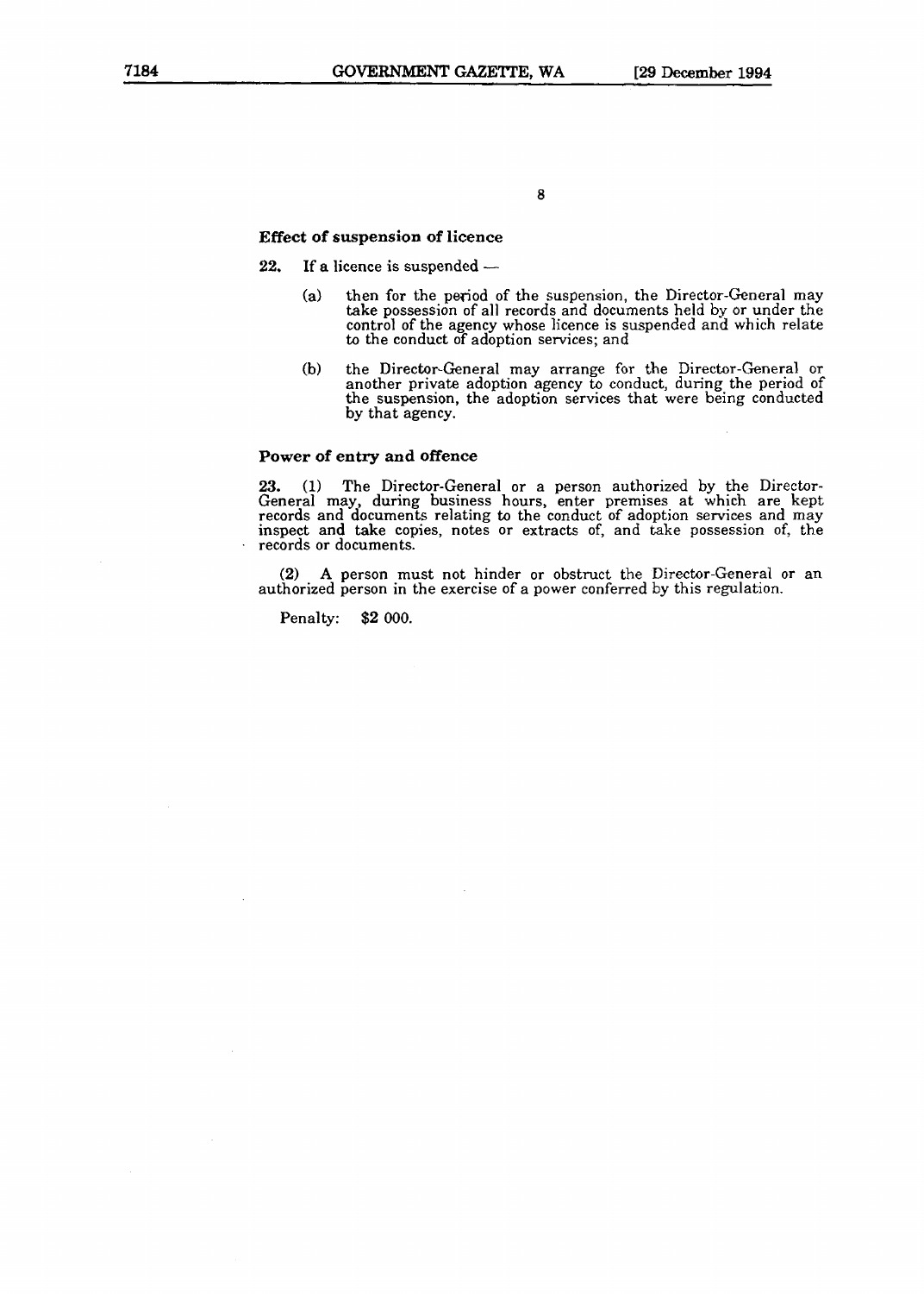### Effect of suspension of licence

**22.** If a licence is suspended —

(a) then for the period of the suspension, the Director-General may take possession of all records and documents held by or under the control of the agency whose licence is suspended and which relate to the conduct of adoption services; and

(b) the Director-General may arrange for the Director-General or another private adoption agency to conduct, during the period of the suspension, the adoption services that were being conducted by that agency.

### Power of entry and offence

**23.** (1) The Director-General or a person authorized by the Director-General may, during business hours, enter premises at which are kept records and documents relating to the conduct of adoption services and may inspect and take copies, notes or extracts of, and take possession of, the records or documents.

(2) A person must not hinder or obstruct the Director-General or an authorized person in the exercise of a power conferred by this regulation.

Penalty: $2 000.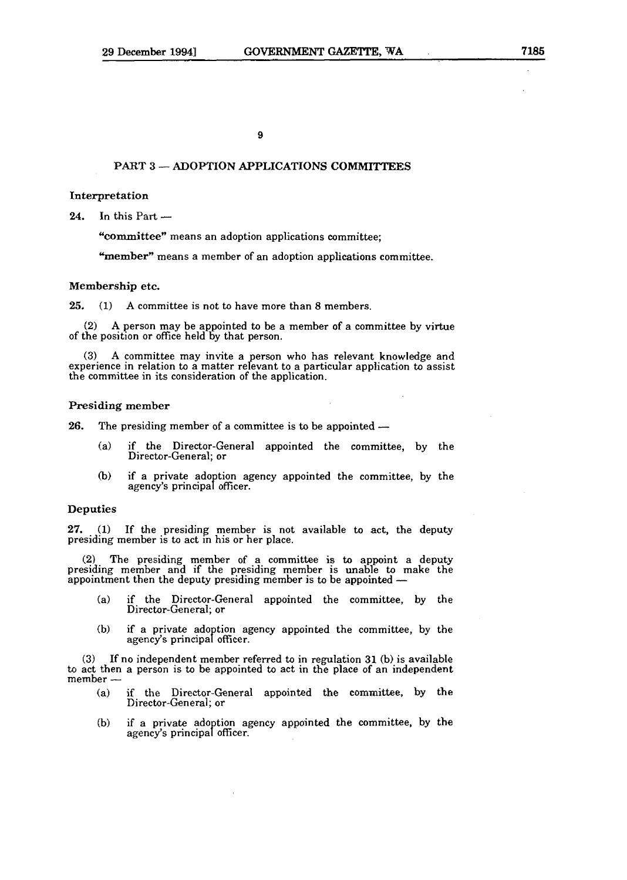## PART 3 — ADOPTION APPLICATIONS COMMITTEES

### Interpretation

**24.** In this Part —

"**committee**" means an adoption applications committee;

"**member**" means a member of an adoption applications committee.

### Membership etc.

**25.** (1) A committee is not to have more than 8 members.

(2) A person may be appointed to be a member of a committee by virtue of the position or office held by that person.

(3) A committee may invite a person who has relevant knowledge and experience in relation to a matter relevant to a particular application to assist the committee in its consideration of the application.

### Presiding member

**26.** The presiding member of a committee is to be appointed —

- (a) if the Director-General appointed the committee, by the Director-General; or
- (b) if a private adoption agency appointed the committee, by the agency's principal officer.

### Deputies

**27.** (1) If the presiding member is not available to act, the deputy presiding member is to act in his or her place.

(2) The presiding member of a committee is to appoint a deputy presiding member and if the presiding member is unable to make the appointment then the deputy presiding member is to be appointed —

- (a) if the Director-General appointed the committee, by the Director-General; or
- (b) if a private adoption agency appointed the committee, by the agency's principal officer.

(3) If no independent member referred to in regulation 31 (b) is available to act then a person is to be appointed to act in the place of an independent member —

- (a) if the Director-General appointed the committee, by the Director-General; or
- (b) if a private adoption agency appointed the committee, by the agency's principal officer.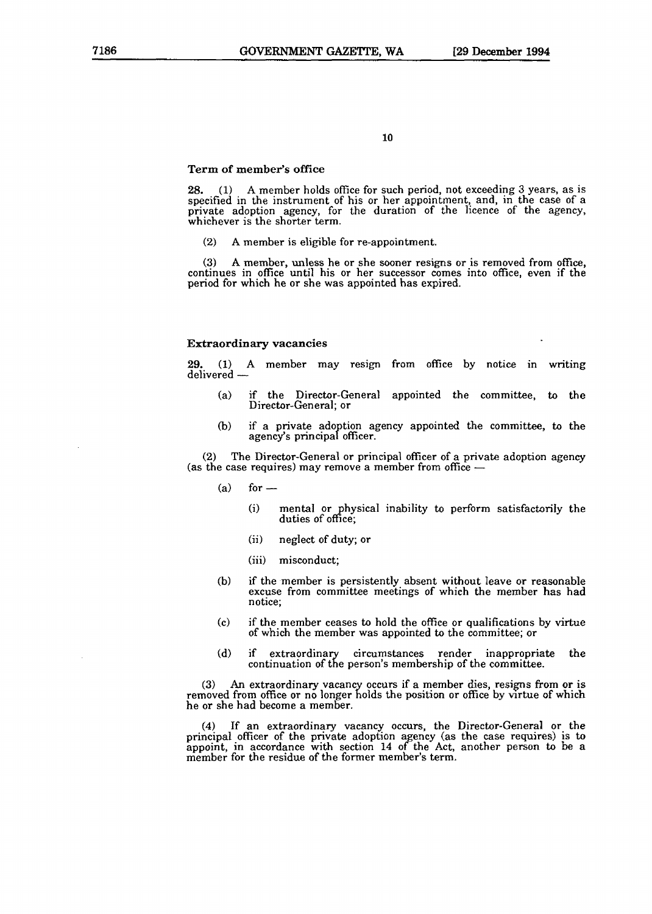### Term of member's office

**28.** (1) A member holds office for such period, not exceeding 3 years, as is specified in the instrument of his or her appointment, and, in the case of a private adoption agency, for the duration of the licence of the agency, whichever is the shorter term.

(2) A member is eligible for re-appointment.

(3) A member, unless he or she sooner resigns or is removed from office, continues in office until his or her successor comes into office, even if the period for which he or she was appointed has expired.

### Extraordinary vacancies

**29.** (1) A member may resign from office by notice in writing delivered —

- (a) if the Director-General appointed the committee, to the Director-General; or
- (b) if a private adoption agency appointed the committee, to the agency's principal officer.

(2) The Director-General or principal officer of a private adoption agency (as the case requires) may remove a member from office —

- (a) for —
  - (i) mental or physical inability to perform satisfactorily the duties of office;
  - (ii) neglect of duty; or
  - (iii) misconduct;
- (b) if the member is persistently absent without leave or reasonable excuse from committee meetings of which the member has had notice;
- (c) if the member ceases to hold the office or qualifications by virtue of which the member was appointed to the committee; or
- (d) if extraordinary circumstances render inappropriate the continuation of the person's membership of the committee.

(3) An extraordinary vacancy occurs if a member dies, resigns from or is removed from office or no longer holds the position or office by virtue of which he or she had become a member.

(4) If an extraordinary vacancy occurs, the Director-General or the principal officer of the private adoption agency (as the case requires) is to appoint, in accordance with section 14 of the Act, another person to be a member for the residue of the former member's term.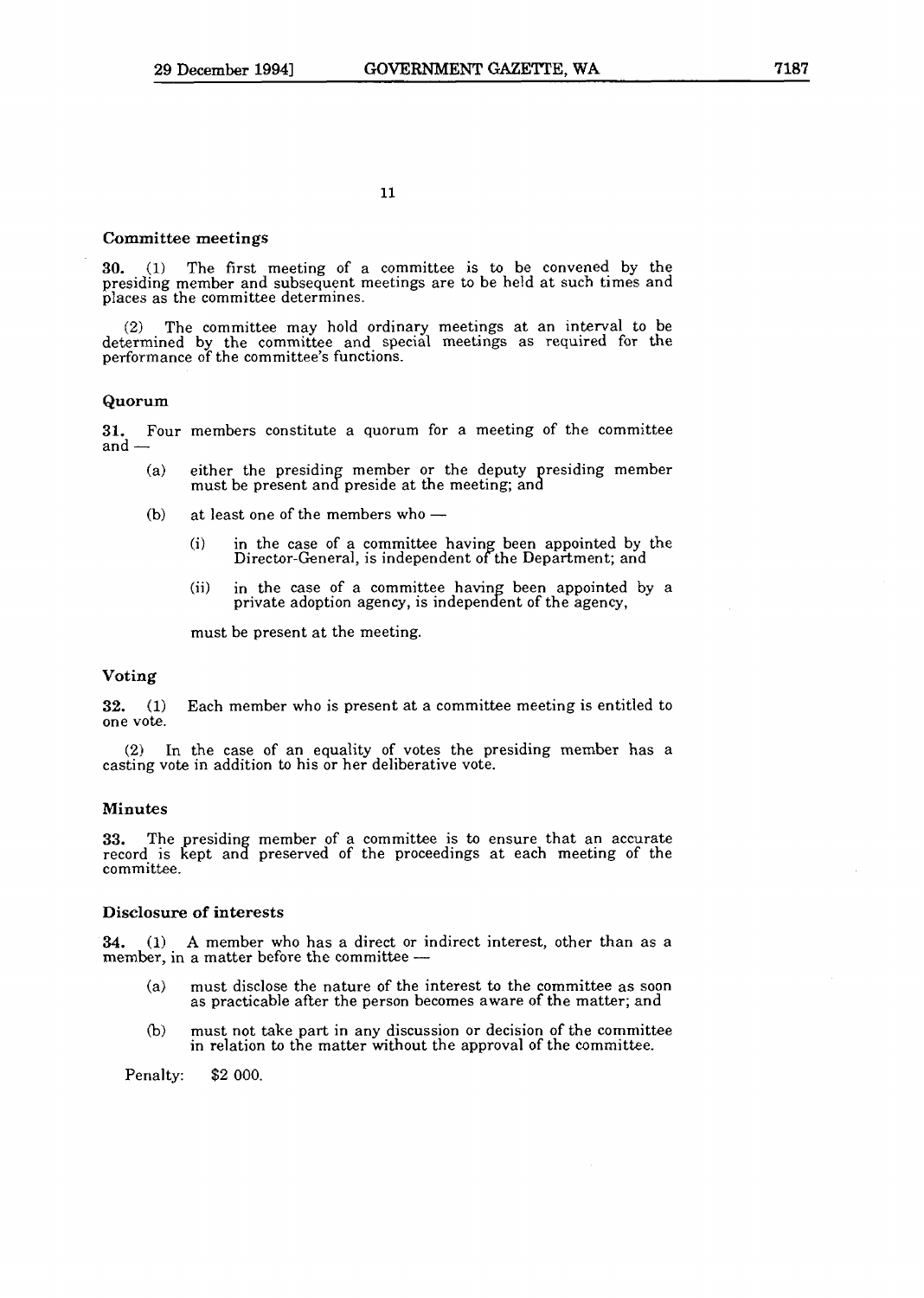11

### Committee meetings

**30.** (1) The first meeting of a committee is to be convened by the presiding member and subsequent meetings are to be held at such times and places as the committee determines.

(2) The committee may hold ordinary meetings at an interval to be determined by the committee and special meetings as required for the performance of the committee's functions.

### Quorum

**31.** Four members constitute a quorum for a meeting of the committee and —

- (a) either the presiding member or the deputy presiding member must be present and preside at the meeting; and
- (b) at least one of the members who —
  - (i) in the case of a committee having been appointed by the Director-General, is independent of the Department; and
  - (ii) in the case of a committee having been appointed by a private adoption agency, is independent of the agency,

  must be present at the meeting.

### Voting

**32.** (1) Each member who is present at a committee meeting is entitled to one vote.

(2) In the case of an equality of votes the presiding member has a casting vote in addition to his or her deliberative vote.

### Minutes

**33.** The presiding member of a committee is to ensure that an accurate record is kept and preserved of the proceedings at each meeting of the committee.

### Disclosure of interests

**34.** (1) A member who has a direct or indirect interest, other than as a member, in a matter before the committee —

- (a) must disclose the nature of the interest to the committee as soon as practicable after the person becomes aware of the matter; and
- (b) must not take part in any discussion or decision of the committee in relation to the matter without the approval of the committee.

Penalty: $2 000.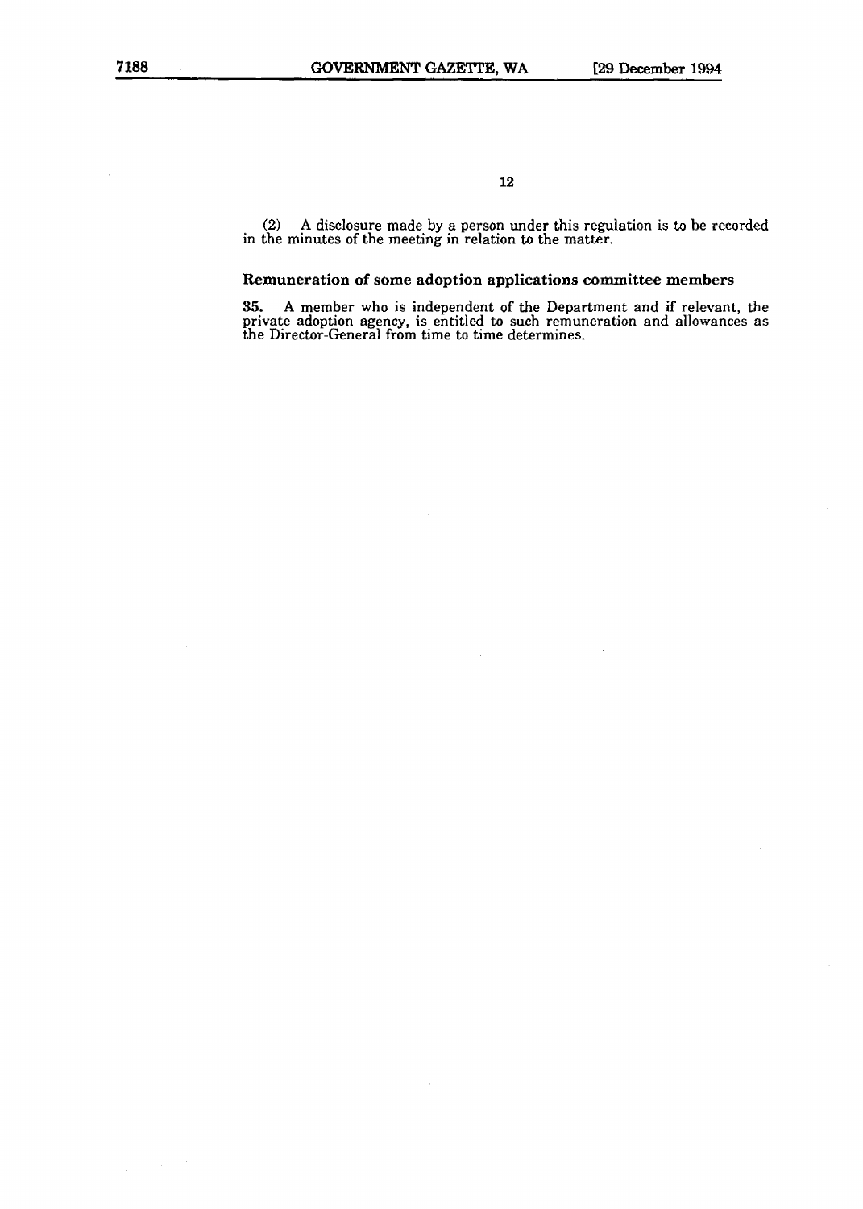(2) A disclosure made by a person under this regulation is to be recorded in the minutes of the meeting in relation to the matter.

### Remuneration of some adoption applications committee members

**35.** A member who is independent of the Department and if relevant, the private adoption agency, is entitled to such remuneration and allowances as the Director-General from time to time determines.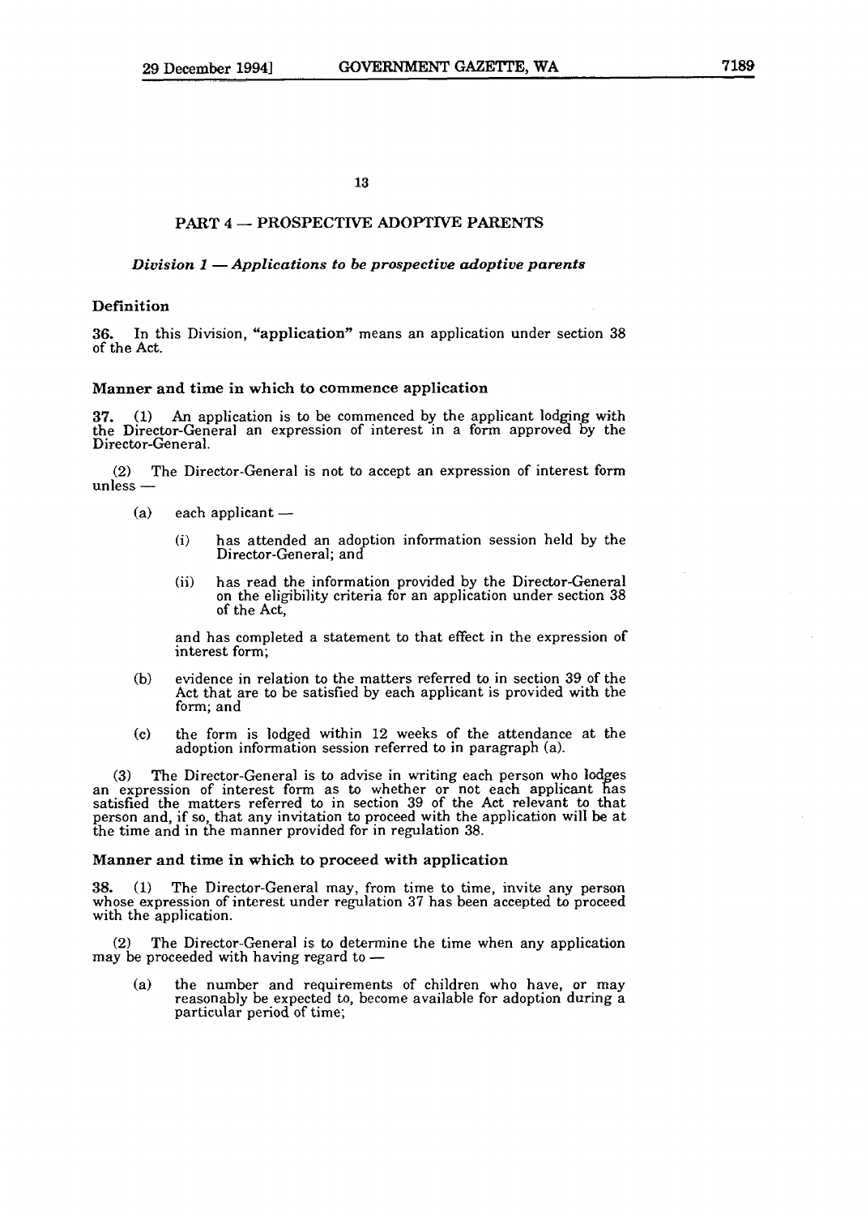## PART 4 — PROSPECTIVE ADOPTIVE PARENTS

### *Division 1 — Applications to be prospective adoptive parents*

**Definition**

**36.** In this Division, **"application"** means an application under section 38 of the Act.

**Manner and time in which to commence application**

**37.** (1) An application is to be commenced by the applicant lodging with the Director-General an expression of interest in a form approved by the Director-General.

(2) The Director-General is not to accept an expression of interest form unless —

- (a) each applicant —
  - (i) has attended an adoption information session held by the Director-General; and
  - (ii) has read the information provided by the Director-General on the eligibility criteria for an application under section 38 of the Act,

  and has completed a statement to that effect in the expression of interest form;

- (b) evidence in relation to the matters referred to in section 39 of the Act that are to be satisfied by each applicant is provided with the form; and

- (c) the form is lodged within 12 weeks of the attendance at the adoption information session referred to in paragraph (a).

(3) The Director-General is to advise in writing each person who lodges an expression of interest form as to whether or not each applicant has satisfied the matters referred to in section 39 of the Act relevant to that person and, if so, that any invitation to proceed with the application will be at the time and in the manner provided for in regulation 38.

**Manner and time in which to proceed with application**

**38.** (1) The Director-General may, from time to time, invite any person whose expression of interest under regulation 37 has been accepted to proceed with the application.

(2) The Director-General is to determine the time when any application may be proceeded with having regard to —

- (a) the number and requirements of children who have, or may reasonably be expected to, become available for adoption during a particular period of time;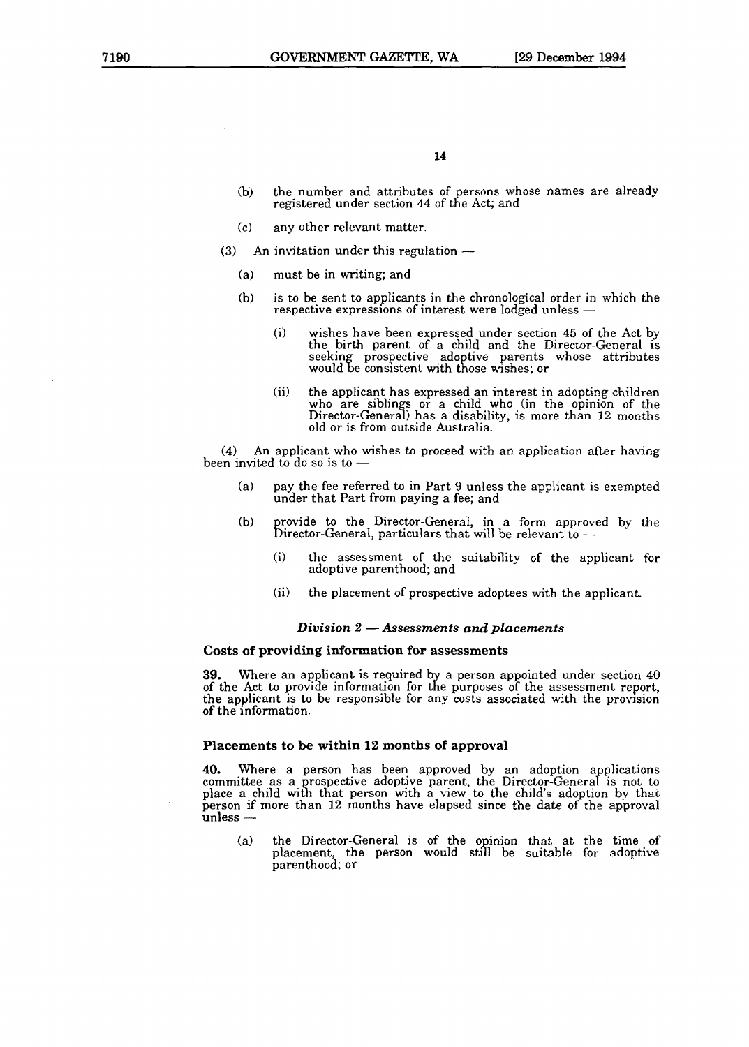(b) the number and attributes of persons whose names are already registered under section 44 of the Act; and

(c) any other relevant matter.

(3) An invitation under this regulation —

(a) must be in writing; and

(b) is to be sent to applicants in the chronological order in which the respective expressions of interest were lodged unless —

(i) wishes have been expressed under section 45 of the Act by the birth parent of a child and the Director-General is seeking prospective adoptive parents whose attributes would be consistent with those wishes; or

(ii) the applicant has expressed an interest in adopting children who are siblings or a child who (in the opinion of the Director-General) has a disability, is more than 12 months old or is from outside Australia.

(4) An applicant who wishes to proceed with an application after having been invited to do so is to —

(a) pay the fee referred to in Part 9 unless the applicant is exempted under that Part from paying a fee; and

(b) provide to the Director-General, in a form approved by the Director-General, particulars that will be relevant to —

(i) the assessment of the suitability of the applicant for adoptive parenthood; and

(ii) the placement of prospective adoptees with the applicant.

### *Division 2 — Assessments and placements*

**Costs of providing information for assessments**

**39.** Where an applicant is required by a person appointed under section 40 of the Act to provide information for the purposes of the assessment report, the applicant is to be responsible for any costs associated with the provision of the information.

**Placements to be within 12 months of approval**

**40.** Where a person has been approved by an adoption applications committee as a prospective adoptive parent, the Director-General is not to place a child with that person with a view to the child's adoption by that person if more than 12 months have elapsed since the date of the approval unless —

(a) the Director-General is of the opinion that at the time of placement, the person would still be suitable for adoptive parenthood; or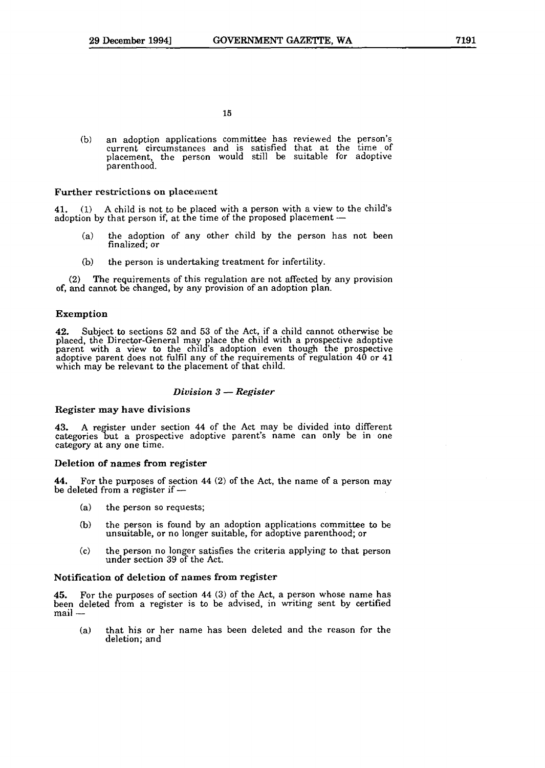(b) an adoption applications committee has reviewed the person's current circumstances and is satisfied that at the time of placement, the person would still be suitable for adoptive parenthood.

### Further restrictions on placement

**41.** (1) A child is not to be placed with a person with a view to the child's adoption by that person if, at the time of the proposed placement —

(a) the adoption of any other child by the person has not been finalized; or

(b) the person is undertaking treatment for infertility.

(2) The requirements of this regulation are not affected by any provision of, and cannot be changed, by any provision of an adoption plan.

### Exemption

**42.** Subject to sections 52 and 53 of the Act, if a child cannot otherwise be placed, the Director-General may place the child with a prospective adoptive parent with a view to the child's adoption even though the prospective adoptive parent does not fulfil any of the requirements of regulation 40 or 41 which may be relevant to the placement of that child.

## *Division 3 — Register*

### Register may have divisions

**43.** A register under section 44 of the Act may be divided into different categories but a prospective adoptive parent's name can only be in one category at any one time.

### Deletion of names from register

**44.** For the purposes of section 44 (2) of the Act, the name of a person may be deleted from a register if —

(a) the person so requests;

(b) the person is found by an adoption applications committee to be unsuitable, or no longer suitable, for adoptive parenthood; or

(c) the person no longer satisfies the criteria applying to that person under section 39 of the Act.

### Notification of deletion of names from register

**45.** For the purposes of section 44 (3) of the Act, a person whose name has been deleted from a register is to be advised, in writing sent by certified mail —

(a) that his or her name has been deleted and the reason for the deletion; and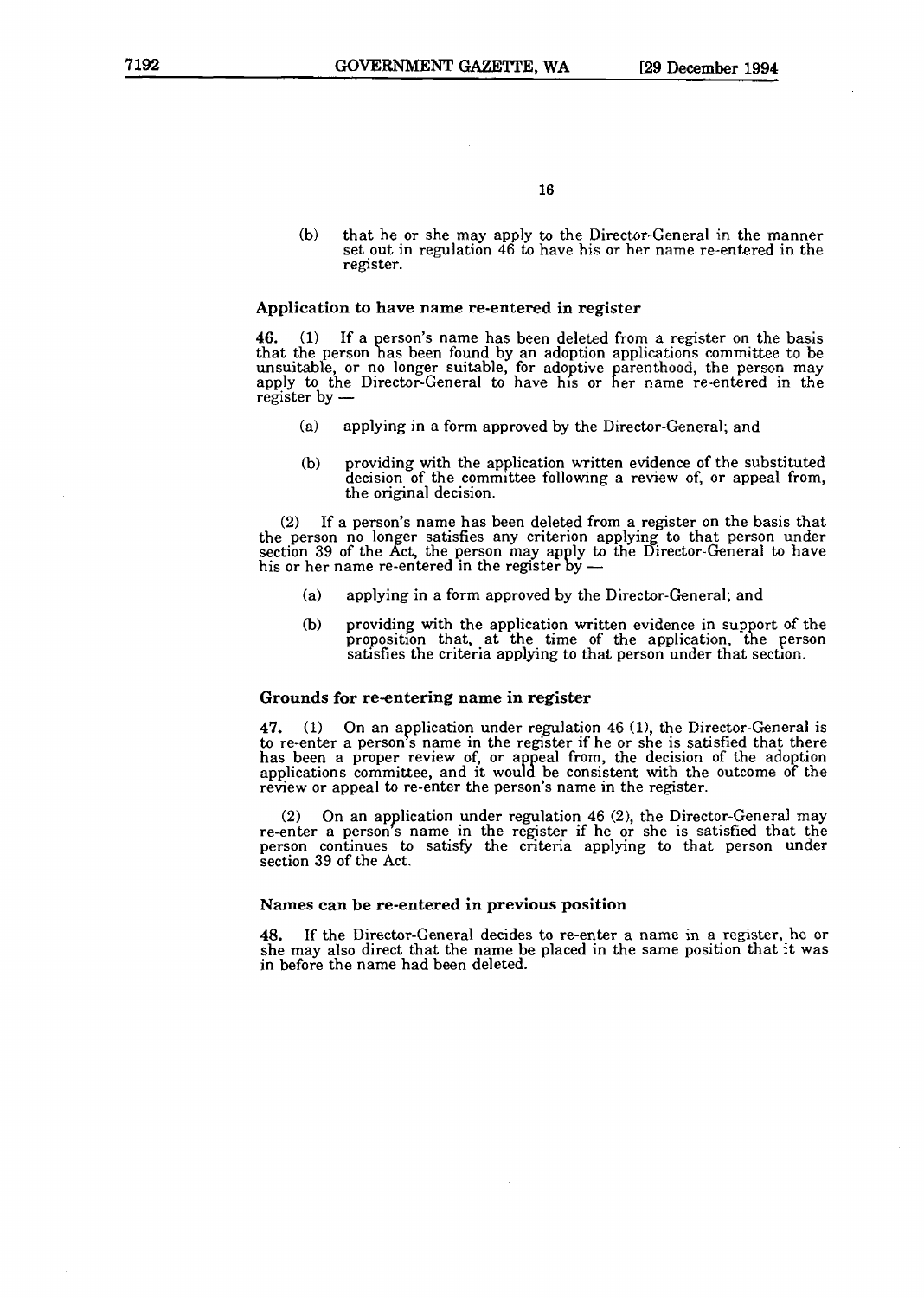(b) that he or she may apply to the Director-General in the manner set out in regulation 46 to have his or her name re-entered in the register.

### Application to have name re-entered in register

**46.** (1) If a person's name has been deleted from a register on the basis that the person has been found by an adoption applications committee to be unsuitable, or no longer suitable, for adoptive parenthood, the person may apply to the Director-General to have his or her name re-entered in the register by —

(a) applying in a form approved by the Director-General; and

(b) providing with the application written evidence of the substituted decision of the committee following a review of, or appeal from, the original decision.

(2) If a person's name has been deleted from a register on the basis that the person no longer satisfies any criterion applying to that person under section 39 of the Act, the person may apply to the Director-General to have his or her name re-entered in the register by —

(a) applying in a form approved by the Director-General; and

(b) providing with the application written evidence in support of the proposition that, at the time of the application, the person satisfies the criteria applying to that person under that section.

### Grounds for re-entering name in register

**47.** (1) On an application under regulation 46 (1), the Director-General is to re-enter a person's name in the register if he or she is satisfied that there has been a proper review of, or appeal from, the decision of the adoption applications committee, and it would be consistent with the outcome of the review or appeal to re-enter the person's name in the register.

(2) On an application under regulation 46 (2), the Director-General may re-enter a person's name in the register if he or she is satisfied that the person continues to satisfy the criteria applying to that person under section 39 of the Act.

### Names can be re-entered in previous position

**48.** If the Director-General decides to re-enter a name in a register, he or she may also direct that the name be placed in the same position that it was in before the name had been deleted.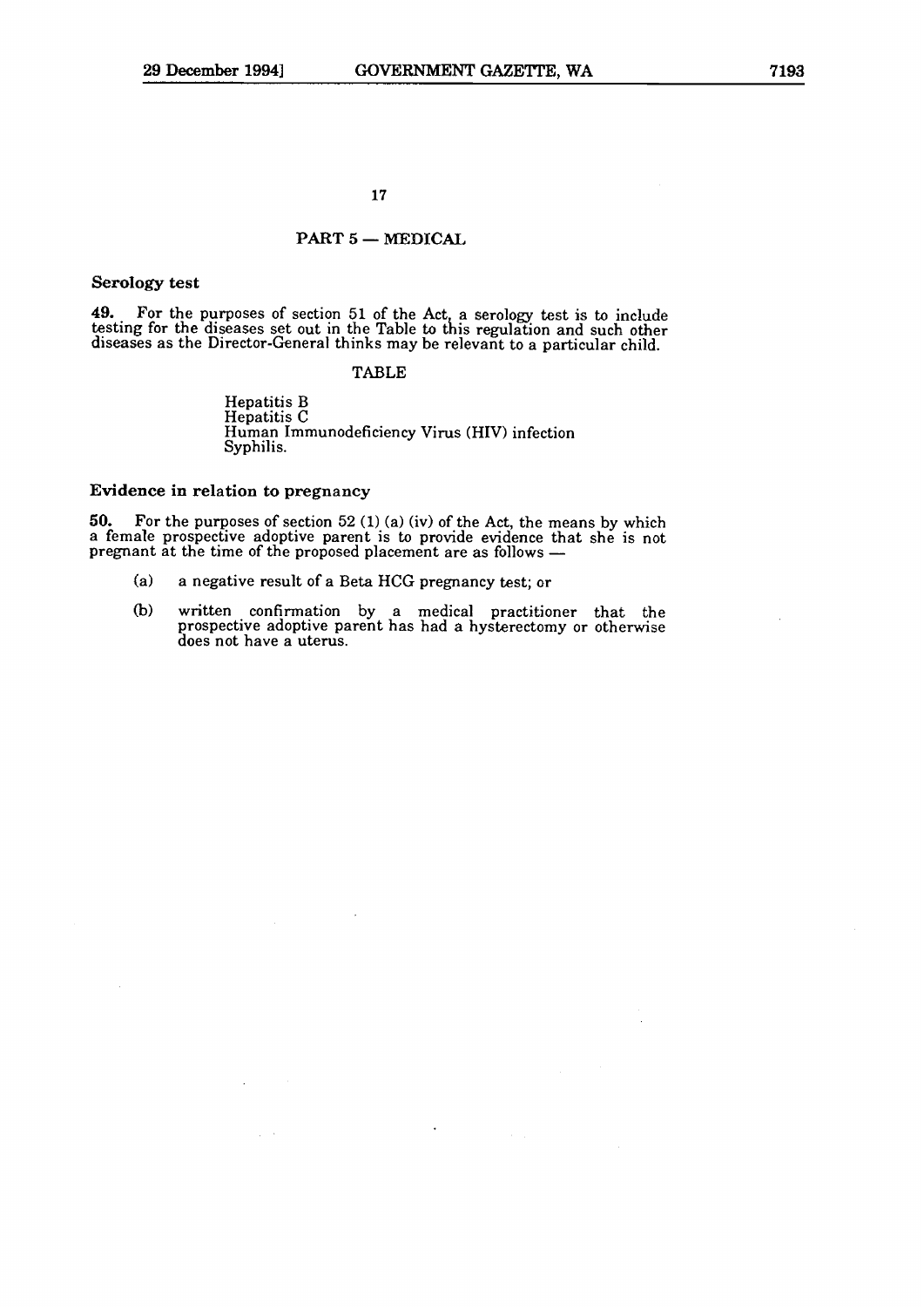## PART 5 — MEDICAL

### Serology test

**49.** For the purposes of section 51 of the Act, a serology test is to include testing for the diseases set out in the Table to this regulation and such other diseases as the Director-General thinks may be relevant to a particular child.

TABLE

Hepatitis B
Hepatitis C
Human Immunodeficiency Virus (HIV) infection
Syphilis.

### Evidence in relation to pregnancy

**50.** For the purposes of section 52 (1) (a) (iv) of the Act, the means by which a female prospective adoptive parent is to provide evidence that she is not pregnant at the time of the proposed placement are as follows —

- (a) a negative result of a Beta HCG pregnancy test; or
- (b) written confirmation by a medical practitioner that the prospective adoptive parent has had a hysterectomy or otherwise does not have a uterus.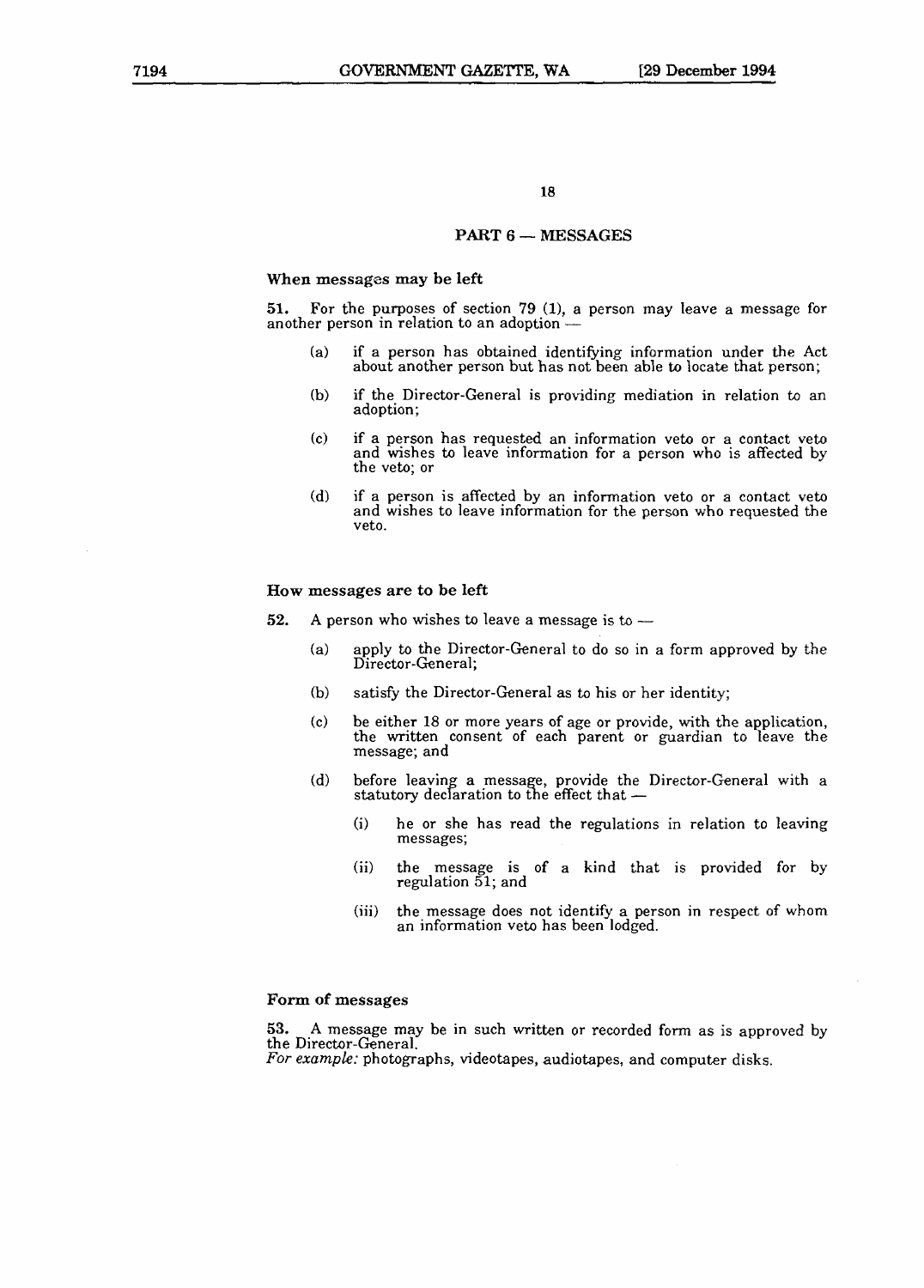## PART 6 — MESSAGES

### When messages may be left

**51.** For the purposes of section 79 (1), a person may leave a message for another person in relation to an adoption —

- (a) if a person has obtained identifying information under the Act about another person but has not been able to locate that person;
- (b) if the Director-General is providing mediation in relation to an adoption;
- (c) if a person has requested an information veto or a contact veto and wishes to leave information for a person who is affected by the veto; or
- (d) if a person is affected by an information veto or a contact veto and wishes to leave information for the person who requested the veto.

### How messages are to be left

**52.** A person who wishes to leave a message is to —

- (a) apply to the Director-General to do so in a form approved by the Director-General;
- (b) satisfy the Director-General as to his or her identity;
- (c) be either 18 or more years of age or provide, with the application, the written consent of each parent or guardian to leave the message; and
- (d) before leaving a message, provide the Director-General with a statutory declaration to the effect that —
  - (i) he or she has read the regulations in relation to leaving messages;
  - (ii) the message is of a kind that is provided for by regulation 51; and
  - (iii) the message does not identify a person in respect of whom an information veto has been lodged.

### Form of messages

**53.** A message may be in such written or recorded form as is approved by the Director-General.
*For example:* photographs, videotapes, audiotapes, and computer disks.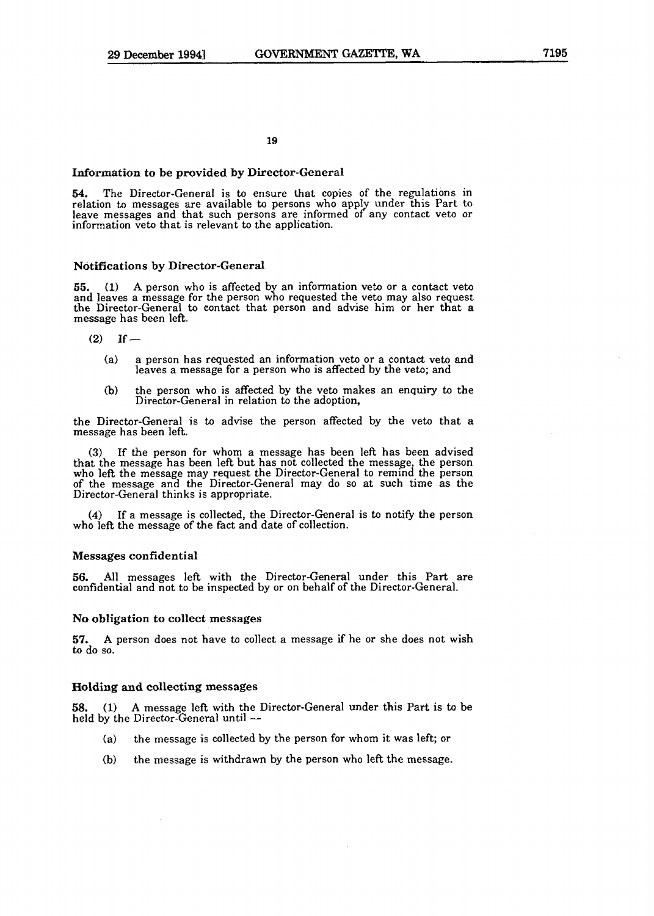### Information to be provided by Director-General

**54.** The Director-General is to ensure that copies of the regulations in relation to messages are available to persons who apply under this Part to leave messages and that such persons are informed of any contact veto or information veto that is relevant to the application.

### Notifications by Director-General

**55.** (1) A person who is affected by an information veto or a contact veto and leaves a message for the person who requested the veto may also request the Director-General to contact that person and advise him or her that a message has been left.

(2) If —

- (a) a person has requested an information veto or a contact veto and leaves a message for a person who is affected by the veto; and
- (b) the person who is affected by the veto makes an enquiry to the Director-General in relation to the adoption,

the Director-General is to advise the person affected by the veto that a message has been left.

(3) If the person for whom a message has been left has been advised that the message has been left but has not collected the message, the person who left the message may request the Director-General to remind the person of the message and the Director-General may do so at such time as the Director-General thinks is appropriate.

(4) If a message is collected, the Director-General is to notify the person who left the message of the fact and date of collection.

### Messages confidential

**56.** All messages left with the Director-General under this Part are confidential and not to be inspected by or on behalf of the Director-General.

### No obligation to collect messages

**57.** A person does not have to collect a message if he or she does not wish to do so.

### Holding and collecting messages

**58.** (1) A message left with the Director-General under this Part is to be held by the Director-General until —

- (a) the message is collected by the person for whom it was left; or
- (b) the message is withdrawn by the person who left the message.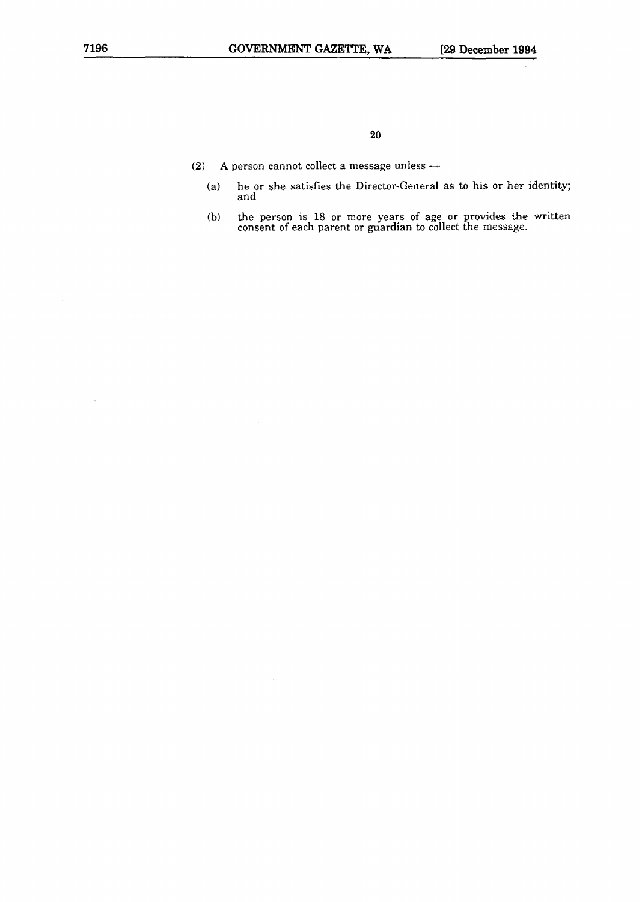(2) A person cannot collect a message unless —

(a) he or she satisfies the Director-General as to his or her identity; and

(b) the person is 18 or more years of age or provides the written consent of each parent or guardian to collect the message.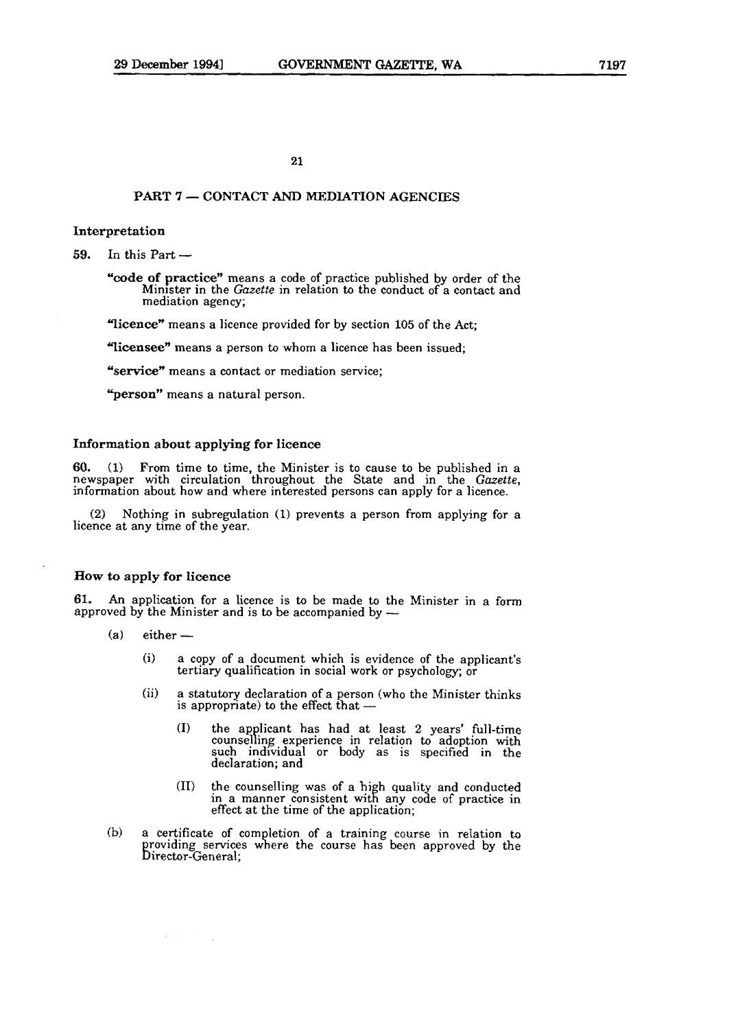## PART 7 — CONTACT AND MEDIATION AGENCIES

### Interpretation

**59.** In this Part —

> **"code of practice"** means a code of practice published by order of the Minister in the *Gazette* in relation to the conduct of a contact and mediation agency;
>
> **"licence"** means a licence provided for by section 105 of the Act;
>
> **"licensee"** means a person to whom a licence has been issued;
>
> **"service"** means a contact or mediation service;
>
> **"person"** means a natural person.

### Information about applying for licence

**60.** (1) From time to time, the Minister is to cause to be published in a newspaper with circulation throughout the State and in the *Gazette*, information about how and where interested persons can apply for a licence.

(2) Nothing in subregulation (1) prevents a person from applying for a licence at any time of the year.

### How to apply for licence

**61.** An application for a licence is to be made to the Minister in a form approved by the Minister and is to be accompanied by —

- (a) either —
  - (i) a copy of a document which is evidence of the applicant's tertiary qualification in social work or psychology; or
  - (ii) a statutory declaration of a person (who the Minister thinks is appropriate) to the effect that —
    - (I) the applicant has had at least 2 years' full-time counselling experience in relation to adoption with such individual or body as is specified in the declaration; and
    - (II) the counselling was of a high quality and conducted in a manner consistent with any code of practice in effect at the time of the application;
- (b) a certificate of completion of a training course in relation to providing services where the course has been approved by the Director-General;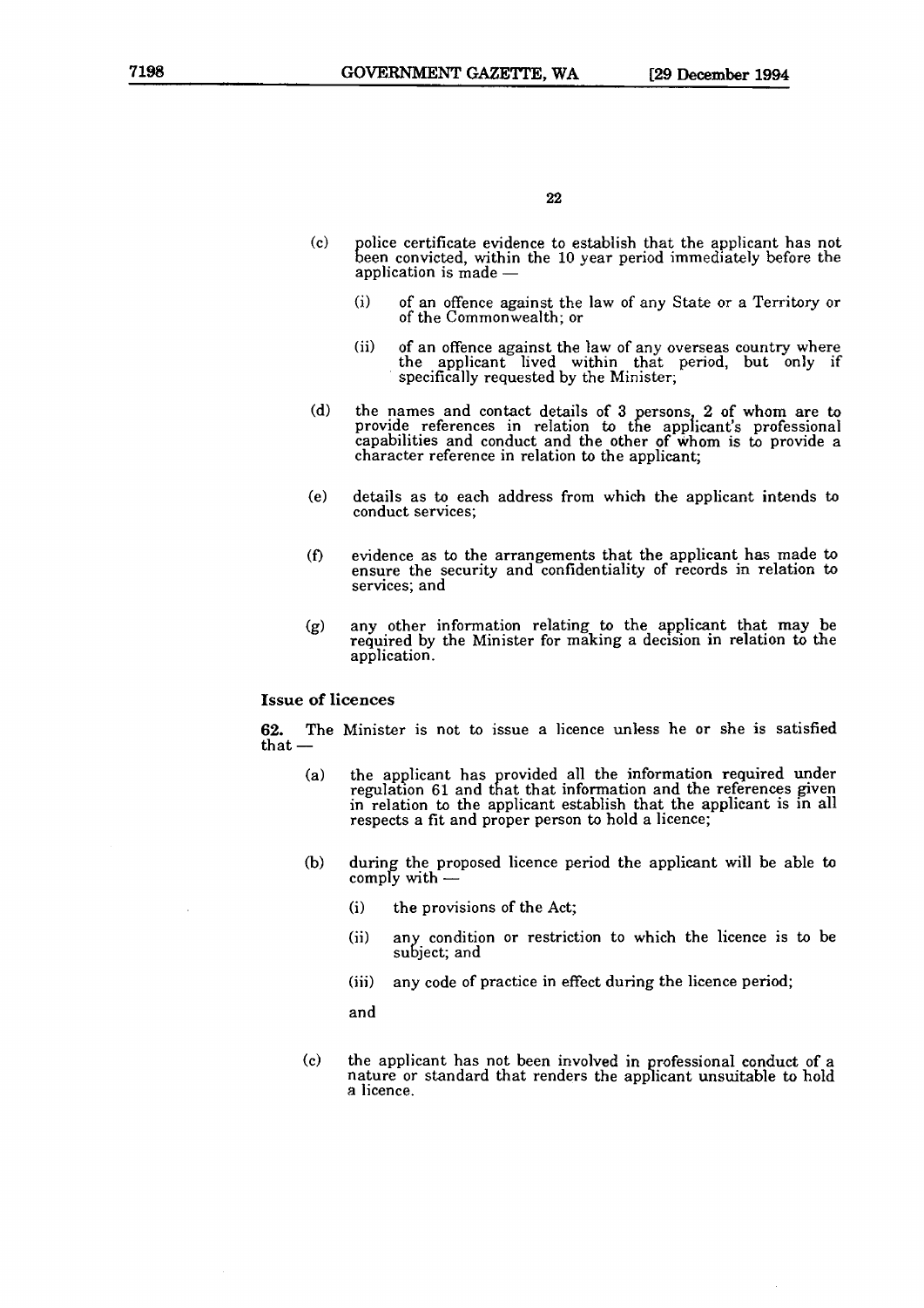(c) police certificate evidence to establish that the applicant has not been convicted, within the 10 year period immediately before the application is made —

   (i) of an offence against the law of any State or a Territory or of the Commonwealth; or

   (ii) of an offence against the law of any overseas country where the applicant lived within that period, but only if specifically requested by the Minister;

(d) the names and contact details of 3 persons, 2 of whom are to provide references in relation to the applicant's professional capabilities and conduct and the other of whom is to provide a character reference in relation to the applicant;

(e) details as to each address from which the applicant intends to conduct services;

(f) evidence as to the arrangements that the applicant has made to ensure the security and confidentiality of records in relation to services; and

(g) any other information relating to the applicant that may be required by the Minister for making a decision in relation to the application.

**Issue of licences**

**62.** The Minister is not to issue a licence unless he or she is satisfied that —

(a) the applicant has provided all the information required under regulation 61 and that that information and the references given in relation to the applicant establish that the applicant is in all respects a fit and proper person to hold a licence;

(b) during the proposed licence period the applicant will be able to comply with —

   (i) the provisions of the Act;

   (ii) any condition or restriction to which the licence is to be subject; and

   (iii) any code of practice in effect during the licence period;

   and

(c) the applicant has not been involved in professional conduct of a nature or standard that renders the applicant unsuitable to hold a licence.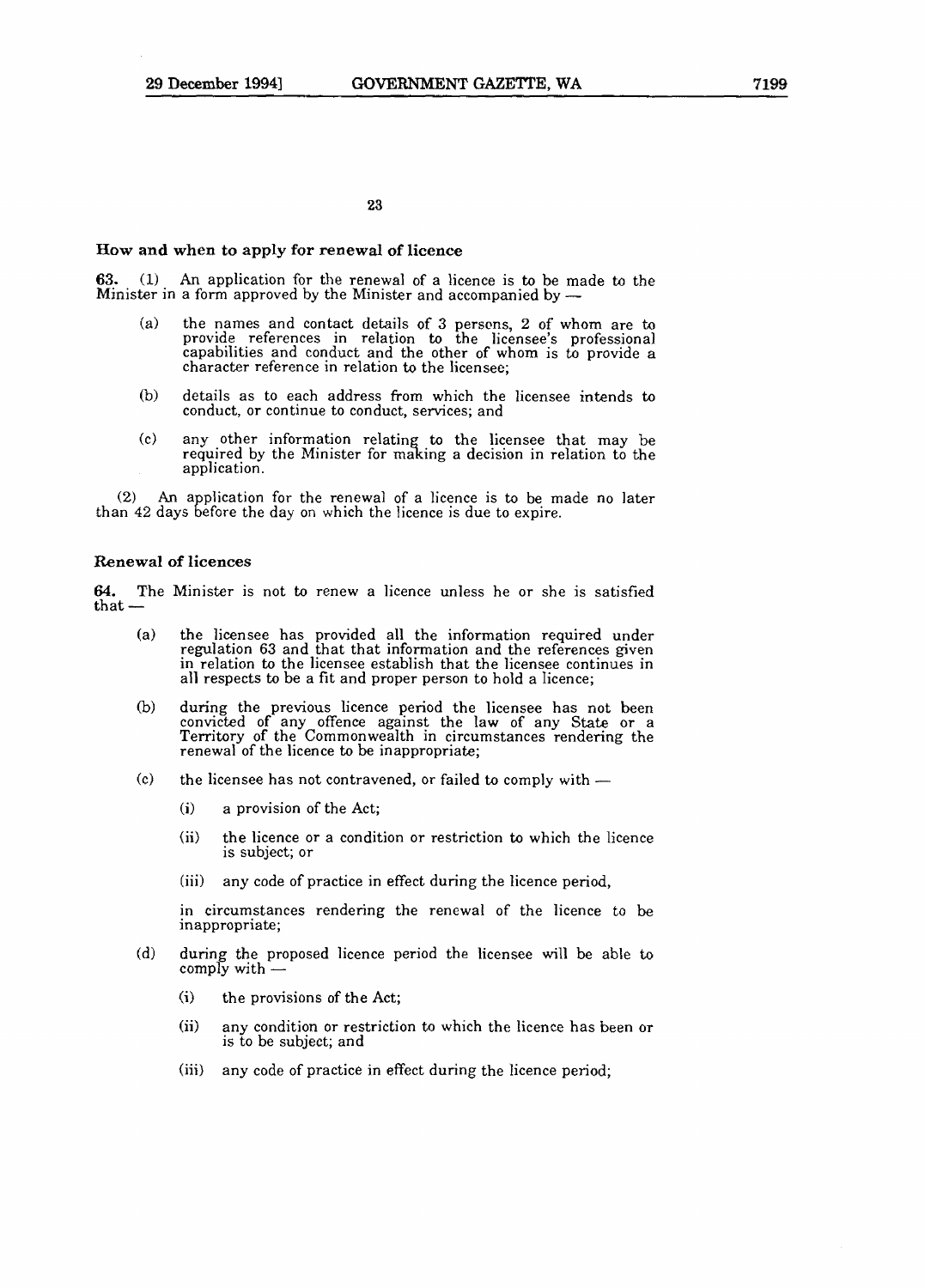### How and when to apply for renewal of licence

**63.** (1) An application for the renewal of a licence is to be made to the Minister in a form approved by the Minister and accompanied by —

- (a) the names and contact details of 3 persons, 2 of whom are to provide references in relation to the licensee's professional capabilities and conduct and the other of whom is to provide a character reference in relation to the licensee;
- (b) details as to each address from which the licensee intends to conduct, or continue to conduct, services; and
- (c) any other information relating to the licensee that may be required by the Minister for making a decision in relation to the application.

(2) An application for the renewal of a licence is to be made no later than 42 days before the day on which the licence is due to expire.

### Renewal of licences

**64.** The Minister is not to renew a licence unless he or she is satisfied that —

- (a) the licensee has provided all the information required under regulation 63 and that that information and the references given in relation to the licensee establish that the licensee continues in all respects to be a fit and proper person to hold a licence;
- (b) during the previous licence period the licensee has not been convicted of any offence against the law of any State or a Territory of the Commonwealth in circumstances rendering the renewal of the licence to be inappropriate;
- (c) the licensee has not contravened, or failed to comply with —
  - (i) a provision of the Act;
  - (ii) the licence or a condition or restriction to which the licence is subject; or
  - (iii) any code of practice in effect during the licence period,

  in circumstances rendering the renewal of the licence to be inappropriate;
- (d) during the proposed licence period the licensee will be able to comply with —
  - (i) the provisions of the Act;
  - (ii) any condition or restriction to which the licence has been or is to be subject; and
  - (iii) any code of practice in effect during the licence period;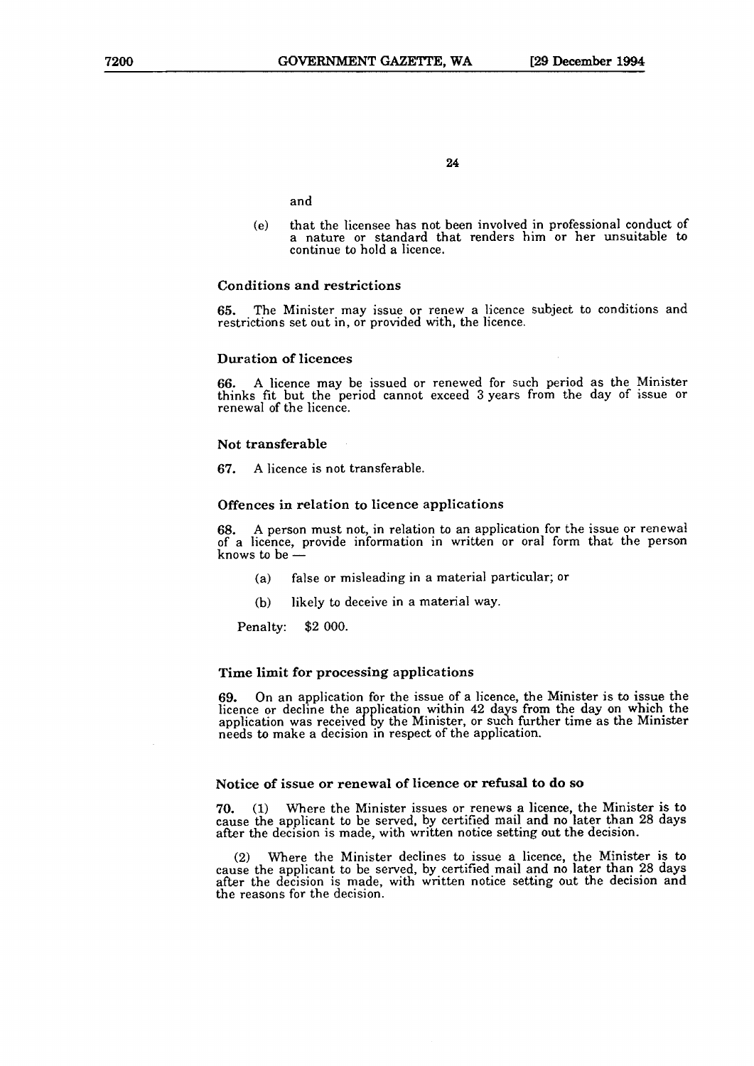and

(e) that the licensee has not been involved in professional conduct of a nature or standard that renders him or her unsuitable to continue to hold a licence.

### Conditions and restrictions

**65.** The Minister may issue or renew a licence subject to conditions and restrictions set out in, or provided with, the licence.

### Duration of licences

**66.** A licence may be issued or renewed for such period as the Minister thinks fit but the period cannot exceed 3 years from the day of issue or renewal of the licence.

### Not transferable

**67.** A licence is not transferable.

### Offences in relation to licence applications

**68.** A person must not, in relation to an application for the issue or renewal of a licence, provide information in written or oral form that the person knows to be —

- (a) false or misleading in a material particular; or
- (b) likely to deceive in a material way.

Penalty: $2 000.

### Time limit for processing applications

**69.** On an application for the issue of a licence, the Minister is to issue the licence or decline the application within 42 days from the day on which the application was received by the Minister, or such further time as the Minister needs to make a decision in respect of the application.

### Notice of issue or renewal of licence or refusal to do so

**70.** (1) Where the Minister issues or renews a licence, the Minister is to cause the applicant to be served, by certified mail and no later than 28 days after the decision is made, with written notice setting out the decision.

(2) Where the Minister declines to issue a licence, the Minister is to cause the applicant to be served, by certified mail and no later than 28 days after the decision is made, with written notice setting out the decision and the reasons for the decision.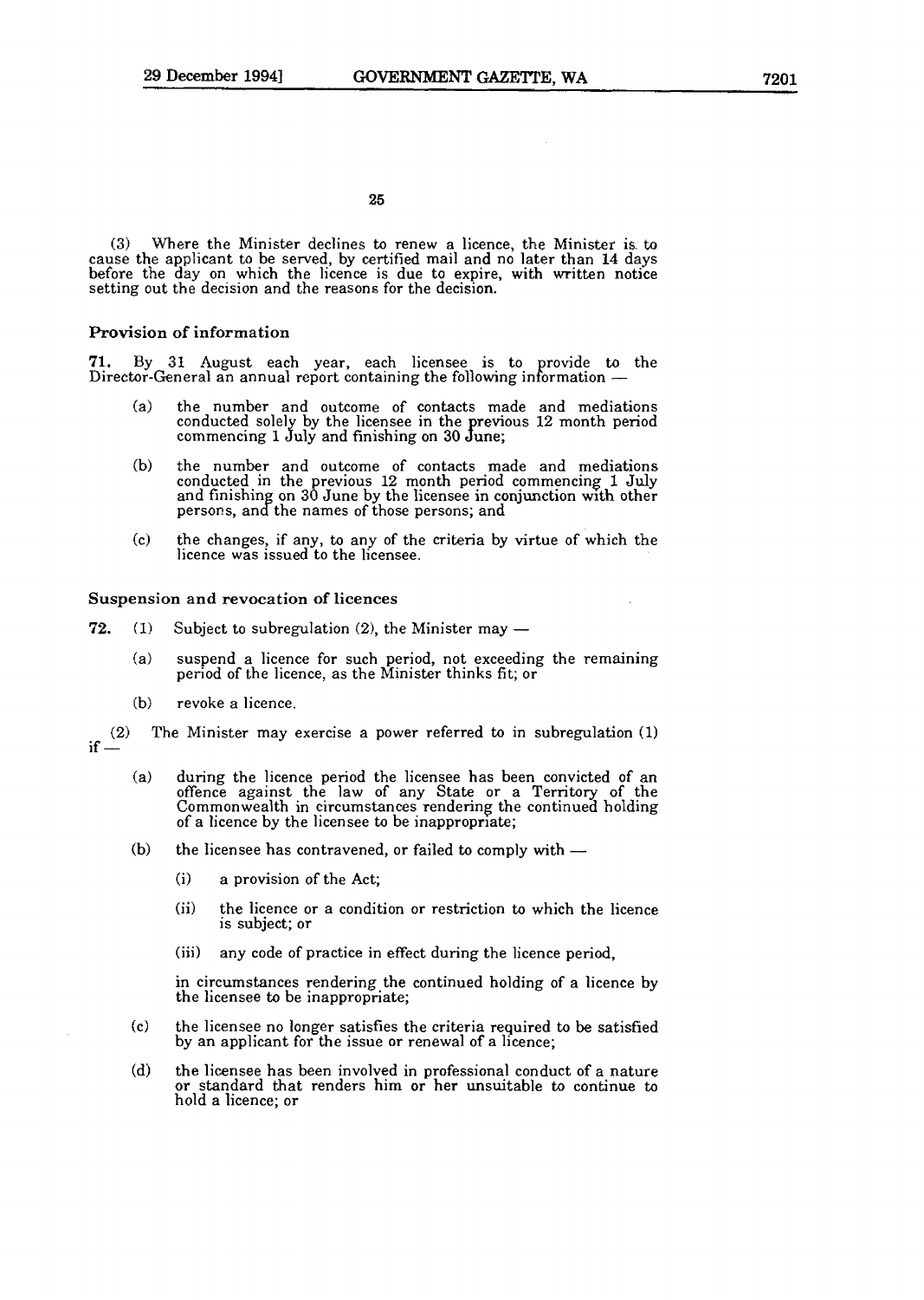(3) Where the Minister declines to renew a licence, the Minister is to cause the applicant to be served, by certified mail and no later than 14 days before the day on which the licence is due to expire, with written notice setting out the decision and the reasons for the decision.

### Provision of information

**71.** By 31 August each year, each licensee is to provide to the Director-General an annual report containing the following information —

(a) the number and outcome of contacts made and mediations conducted solely by the licensee in the previous 12 month period commencing 1 July and finishing on 30 June;

(b) the number and outcome of contacts made and mediations conducted in the previous 12 month period commencing 1 July and finishing on 30 June by the licensee in conjunction with other persons, and the names of those persons; and

(c) the changes, if any, to any of the criteria by virtue of which the licence was issued to the licensee.

### Suspension and revocation of licences

**72.** (1) Subject to subregulation (2), the Minister may —

(a) suspend a licence for such period, not exceeding the remaining period of the licence, as the Minister thinks fit; or

(b) revoke a licence.

(2) The Minister may exercise a power referred to in subregulation (1) if —

(a) during the licence period the licensee has been convicted of an offence against the law of any State or a Territory of the Commonwealth in circumstances rendering the continued holding of a licence by the licensee to be inappropriate;

(b) the licensee has contravened, or failed to comply with —

(i) a provision of the Act;

(ii) the licence or a condition or restriction to which the licence is subject; or

(iii) any code of practice in effect during the licence period,

in circumstances rendering the continued holding of a licence by the licensee to be inappropriate;

(c) the licensee no longer satisfies the criteria required to be satisfied by an applicant for the issue or renewal of a licence;

(d) the licensee has been involved in professional conduct of a nature or standard that renders him or her unsuitable to continue to hold a licence; or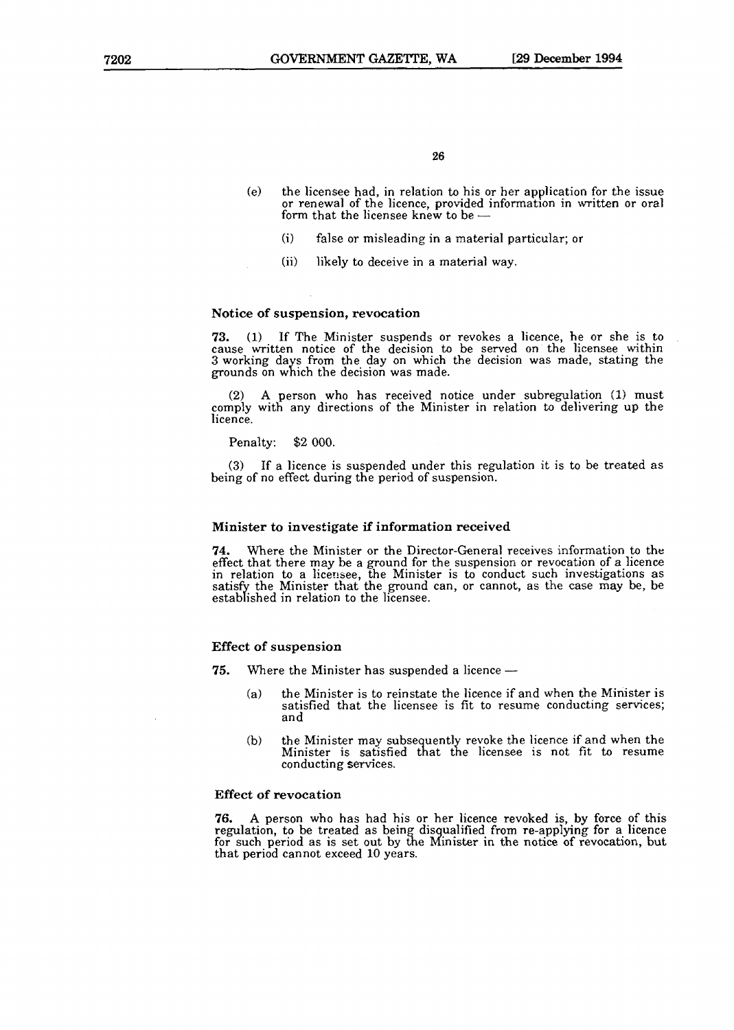(e) the licensee had, in relation to his or her application for the issue or renewal of the licence, provided information in written or oral form that the licensee knew to be —

(i) false or misleading in a material particular; or

(ii) likely to deceive in a material way.

### Notice of suspension, revocation

**73.** (1) If The Minister suspends or revokes a licence, he or she is to cause written notice of the decision to be served on the licensee within 3 working days from the day on which the decision was made, stating the grounds on which the decision was made.

(2) A person who has received notice under subregulation (1) must comply with any directions of the Minister in relation to delivering up the licence.

Penalty: $2 000.

(3) If a licence is suspended under this regulation it is to be treated as being of no effect during the period of suspension.

### Minister to investigate if information received

**74.** Where the Minister or the Director-General receives information to the effect that there may be a ground for the suspension or revocation of a licence in relation to a licensee, the Minister is to conduct such investigations as satisfy the Minister that the ground can, or cannot, as the case may be, be established in relation to the licensee.

### Effect of suspension

**75.** Where the Minister has suspended a licence —

(a) the Minister is to reinstate the licence if and when the Minister is satisfied that the licensee is fit to resume conducting services; and

(b) the Minister may subsequently revoke the licence if and when the Minister is satisfied that the licensee is not fit to resume conducting services.

### Effect of revocation

**76.** A person who has had his or her licence revoked is, by force of this regulation, to be treated as being disqualified from re-applying for a licence for such period as is set out by the Minister in the notice of revocation, but that period cannot exceed 10 years.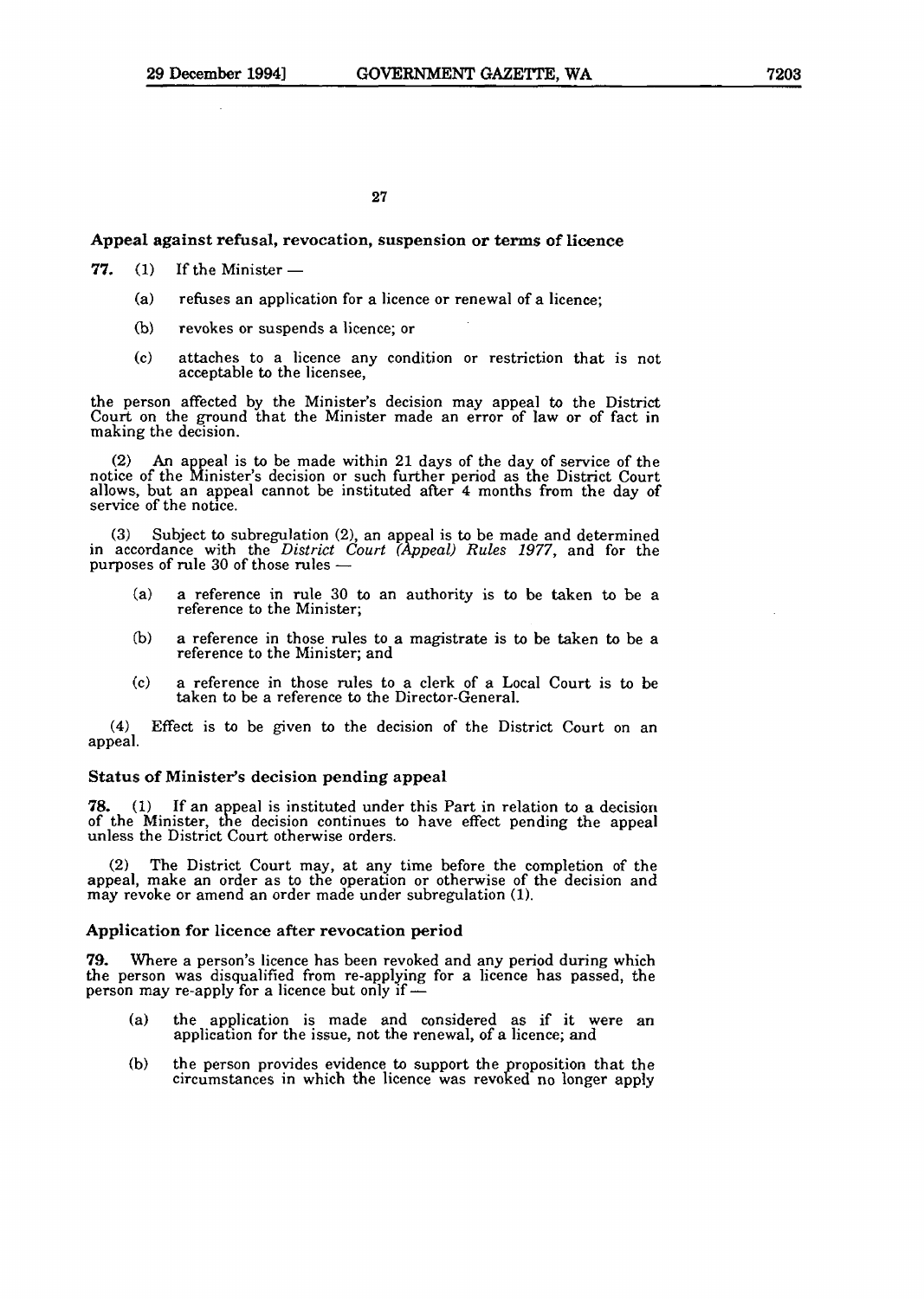### Appeal against refusal, revocation, suspension or terms of licence

**77.** (1) If the Minister —

- (a) refuses an application for a licence or renewal of a licence;
- (b) revokes or suspends a licence; or
- (c) attaches to a licence any condition or restriction that is not acceptable to the licensee,

the person affected by the Minister's decision may appeal to the District Court on the ground that the Minister made an error of law or of fact in making the decision.

(2) An appeal is to be made within 21 days of the day of service of the notice of the Minister's decision or such further period as the District Court allows, but an appeal cannot be instituted after 4 months from the day of service of the notice.

(3) Subject to subregulation (2), an appeal is to be made and determined in accordance with the *District Court (Appeal) Rules 1977*, and for the purposes of rule 30 of those rules —

- (a) a reference in rule 30 to an authority is to be taken to be a reference to the Minister;
- (b) a reference in those rules to a magistrate is to be taken to be a reference to the Minister; and
- (c) a reference in those rules to a clerk of a Local Court is to be taken to be a reference to the Director-General.

(4) Effect is to be given to the decision of the District Court on an appeal.

### Status of Minister's decision pending appeal

**78.** (1) If an appeal is instituted under this Part in relation to a decision of the Minister, the decision continues to have effect pending the appeal unless the District Court otherwise orders.

(2) The District Court may, at any time before the completion of the appeal, make an order as to the operation or otherwise of the decision and may revoke or amend an order made under subregulation (1).

### Application for licence after revocation period

**79.** Where a person's licence has been revoked and any period during which the person was disqualified from re-applying for a licence has passed, the person may re-apply for a licence but only if —

- (a) the application is made and considered as if it were an application for the issue, not the renewal, of a licence; and
- (b) the person provides evidence to support the proposition that the circumstances in which the licence was revoked no longer apply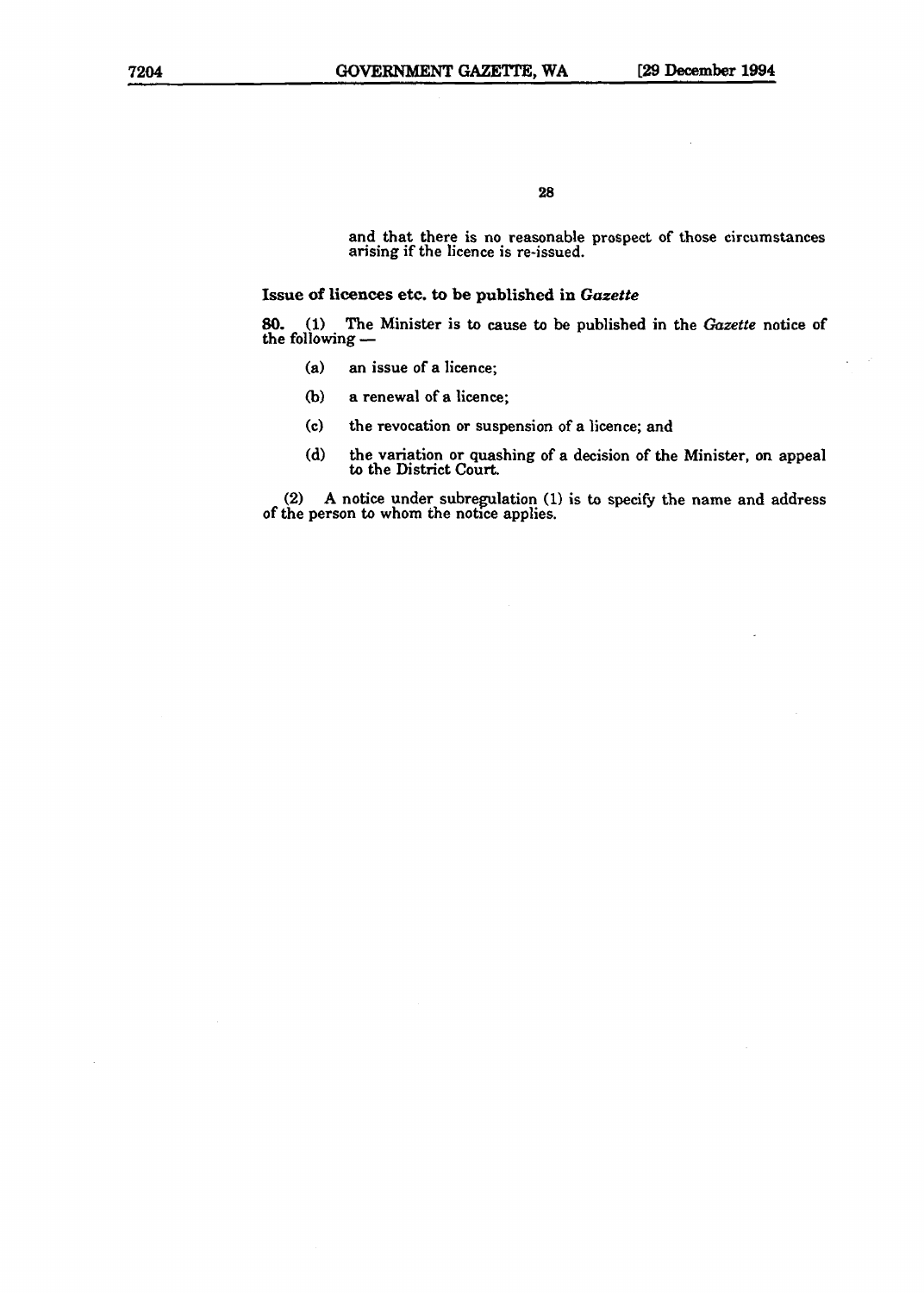and that there is no reasonable prospect of those circumstances arising if the licence is re-issued.

### Issue of licences etc. to be published in *Gazette*

**80.** (1) The Minister is to cause to be published in the *Gazette* notice of the following —

(a) an issue of a licence;

(b) a renewal of a licence;

(c) the revocation or suspension of a licence; and

(d) the variation or quashing of a decision of the Minister, on appeal to the District Court.

(2) A notice under subregulation (1) is to specify the name and address of the person to whom the notice applies.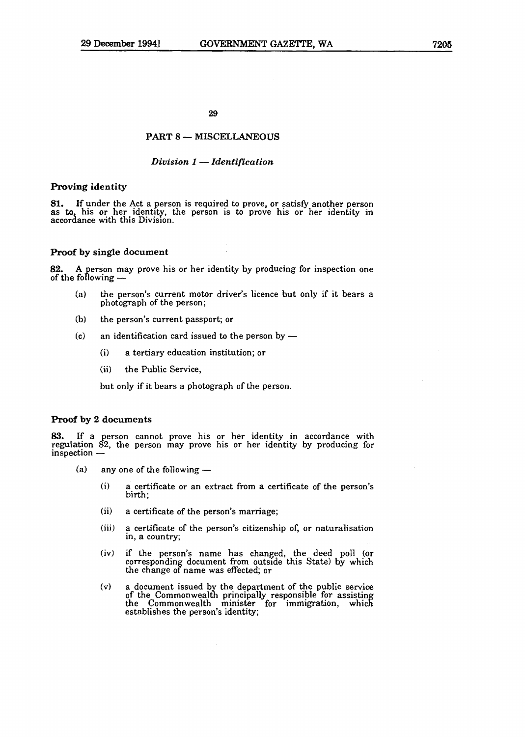## PART 8 — MISCELLANEOUS

### *Division 1 — Identification*

**Proving identity**

**81.** If under the Act a person is required to prove, or satisfy another person as to, his or her identity, the person is to prove his or her identity in accordance with this Division.

**Proof by single document**

**82.** A person may prove his or her identity by producing for inspection one of the following —

- (a) the person's current motor driver's licence but only if it bears a photograph of the person;
- (b) the person's current passport; or
- (c) an identification card issued to the person by —
  - (i) a tertiary education institution; or
  - (ii) the Public Service,

  but only if it bears a photograph of the person.

**Proof by 2 documents**

**83.** If a person cannot prove his or her identity in accordance with regulation 82, the person may prove his or her identity by producing for inspection —

- (a) any one of the following —
  - (i) a certificate or an extract from a certificate of the person's birth;
  - (ii) a certificate of the person's marriage;
  - (iii) a certificate of the person's citizenship of, or naturalisation in, a country;
  - (iv) if the person's name has changed, the deed poll (or corresponding document from outside this State) by which the change of name was effected; or
  - (v) a document issued by the department of the public service of the Commonwealth principally responsible for assisting the Commonwealth minister for immigration, which establishes the person's identity;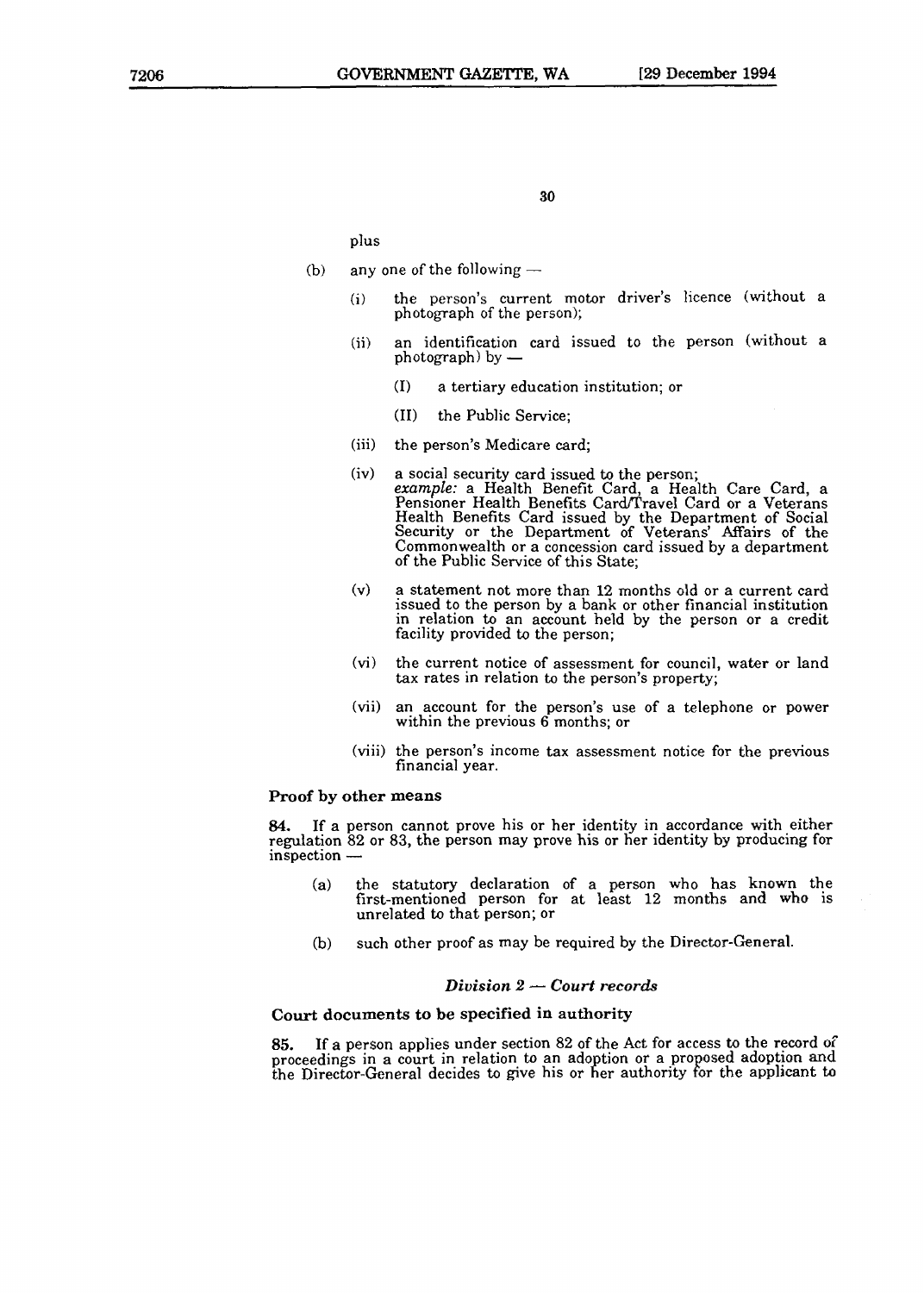plus

(b) any one of the following —

  (i) the person's current motor driver's licence (without a photograph of the person);

  (ii) an identification card issued to the person (without a photograph) by —

    (I) a tertiary education institution; or

    (II) the Public Service;

  (iii) the person's Medicare card;

  (iv) a social security card issued to the person;
  *example:* a Health Benefit Card, a Health Care Card, a Pensioner Health Benefits Card/Travel Card or a Veterans Health Benefits Card issued by the Department of Social Security or the Department of Veterans' Affairs of the Commonwealth or a concession card issued by a department of the Public Service of this State;

  (v) a statement not more than 12 months old or a current card issued to the person by a bank or other financial institution in relation to an account held by the person or a credit facility provided to the person;

  (vi) the current notice of assessment for council, water or land tax rates in relation to the person's property;

  (vii) an account for the person's use of a telephone or power within the previous 6 months; or

  (viii) the person's income tax assessment notice for the previous financial year.

**Proof by other means**

**84.** If a person cannot prove his or her identity in accordance with either regulation 82 or 83, the person may prove his or her identity by producing for inspection —

  (a) the statutory declaration of a person who has known the first-mentioned person for at least 12 months and who is unrelated to that person; or

  (b) such other proof as may be required by the Director-General.

*Division 2 — Court records*

**Court documents to be specified in authority**

**85.** If a person applies under section 82 of the Act for access to the record of proceedings in a court in relation to an adoption or a proposed adoption and the Director-General decides to give his or her authority for the applicant to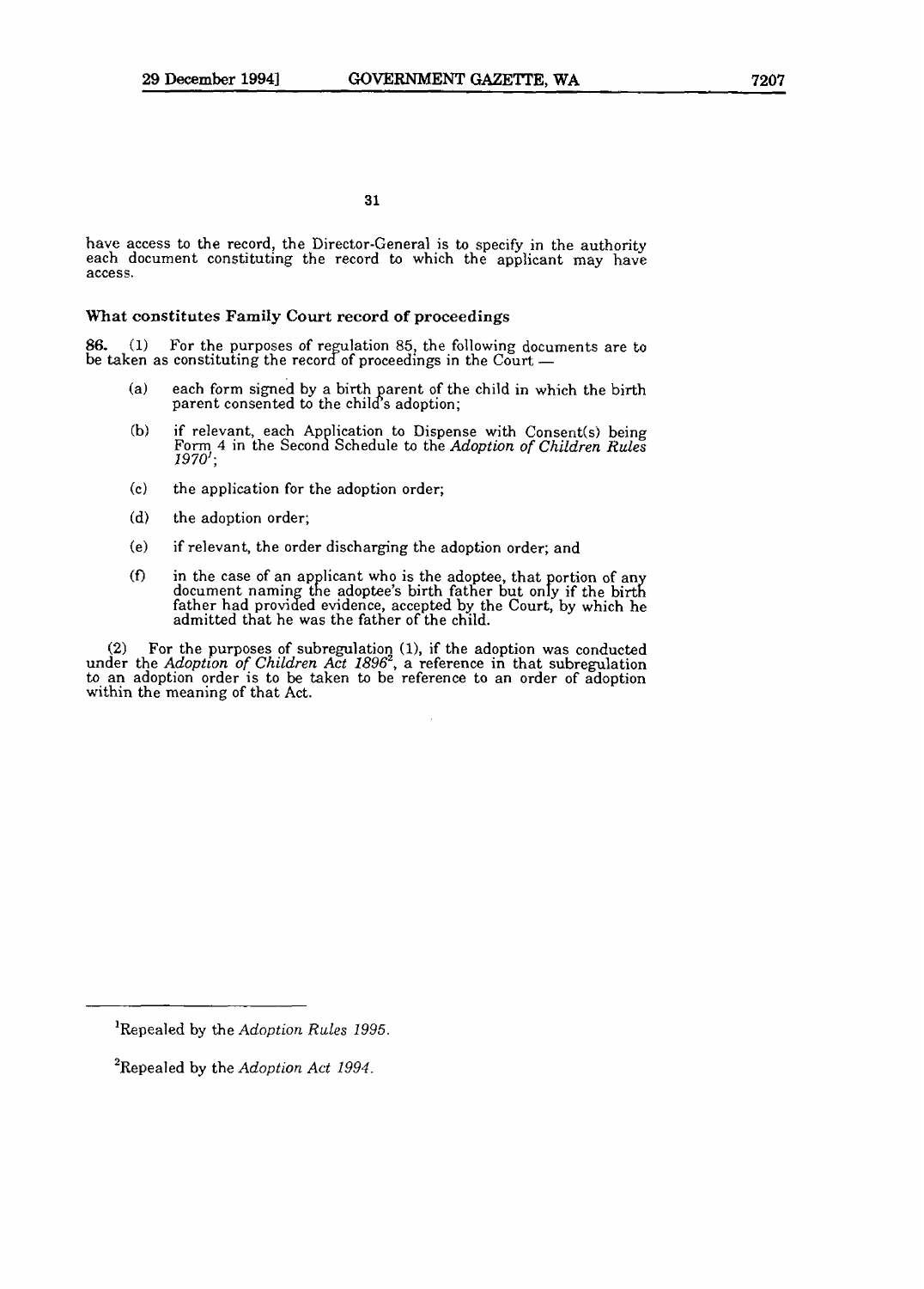have access to the record, the Director-General is to specify in the authority each document constituting the record to which the applicant may have access.

### What constitutes Family Court record of proceedings

**86.** (1) For the purposes of regulation 85, the following documents are to be taken as constituting the record of proceedings in the Court —

- (a) each form signed by a birth parent of the child in which the birth parent consented to the child's adoption;
- (b) if relevant, each Application to Dispense with Consent(s) being Form 4 in the Second Schedule to the *Adoption of Children Rules 1970*[1];
- (c) the application for the adoption order;
- (d) the adoption order;
- (e) if relevant, the order discharging the adoption order; and
- (f) in the case of an applicant who is the adoptee, that portion of any document naming the adoptee's birth father but only if the birth father had provided evidence, accepted by the Court, by which he admitted that he was the father of the child.

(2) For the purposes of subregulation (1), if the adoption was conducted under the *Adoption of Children Act 1896*[2], a reference in that subregulation to an adoption order is to be taken to be reference to an order of adoption within the meaning of that Act.

---

[1]Repealed by the *Adoption Rules 1995*.

[2]Repealed by the *Adoption Act 1994*.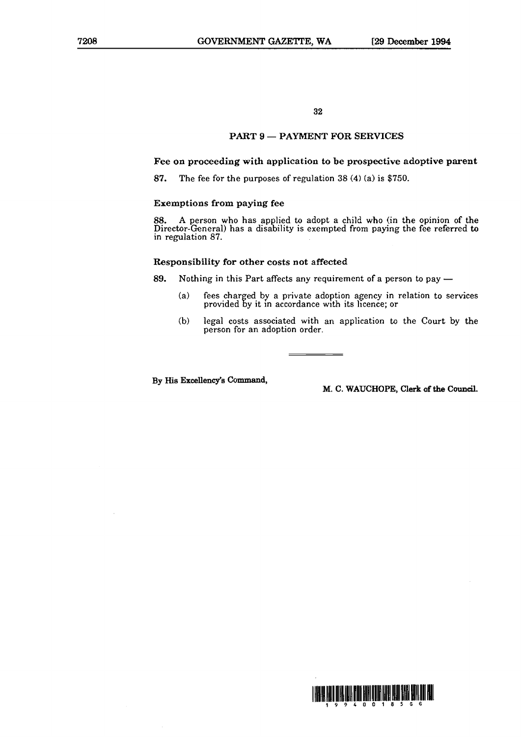## PART 9 — PAYMENT FOR SERVICES

### Fee on proceeding with application to be prospective adoptive parent

**87.** The fee for the purposes of regulation 38 (4) (a) is $750.

### Exemptions from paying fee

**88.** A person who has applied to adopt a child who (in the opinion of the Director-General) has a disability is exempted from paying the fee referred to in regulation 87.

### Responsibility for other costs not affected

**89.** Nothing in this Part affects any requirement of a person to pay —

- (a) fees charged by a private adoption agency in relation to services provided by it in accordance with its licence; or
- (b) legal costs associated with an application to the Court by the person for an adoption order.

---

By His Excellency's Command,

M. C. WAUCHOPE, Clerk of the Council.